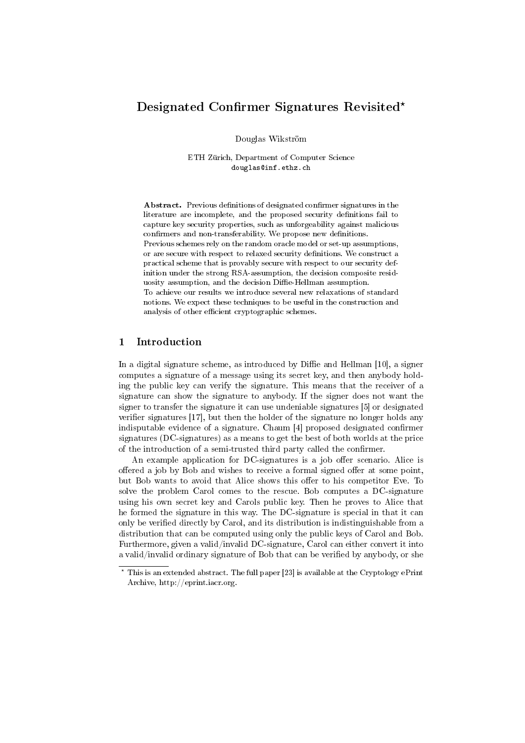// Designated Confirmer Signatures Revisited*

Douglas Wikström

ETH Zürich, Department of Computer Science
douglas@inf.ethz.ch

**Abstract.** Previous definitions of designated confirmer signatures in the literature are incomplete, and the proposed security definitions fail to capture key security properties, such as unforgeability against malicious confirmers and non-transferability. We propose new definitions.
Previous schemes rely on the random oracle model or set-up assumptions, or are secure with respect to relaxed security definitions. We construct a practical scheme that is provably secure with respect to our security definition under the strong RSA-assumption, the decision composite residuosity assumption, and the decision Diffie-Hellman assumption.
To achieve our results we introduce several new relaxations of standard notions. We expect these techniques to be useful in the construction and analysis of other efficient cryptographic schemes.

## 1 Introduction

In a digital signature scheme, as introduced by Diffie and Hellman [10], a signer computes a signature of a message using its secret key, and then anybody holding the public key can verify the signature. This means that the receiver of a signature can show the signature to anybody. If the signer does not want the signer to transfer the signature it can use undeniable signatures [5] or designated verifier signatures [17], but then the holder of the signature no longer holds any indisputable evidence of a signature. Chaum [4] proposed designated confirmer signatures (DC-signatures) as a means to get the best of both worlds at the price of the introduction of a semi-trusted third party called the confirmer.

An example application for DC-signatures is a job offer scenario. Alice is offered a job by Bob and wishes to receive a formal signed offer at some point, but Bob wants to avoid that Alice shows this offer to his competitor Eve. To solve the problem Carol comes to the rescue. Bob computes a DC-signature using his own secret key and Carols public key. Then he proves to Alice that he formed the signature in this way. The DC-signature is special in that it can only be verified directly by Carol, and its distribution is indistinguishable from a distribution that can be computed using only the public keys of Carol and Bob. Furthermore, given a valid/invalid DC-signature, Carol can either convert it into a valid/invalid ordinary signature of Bob that can be verified by anybody, or she

* This is an extended abstract. The full paper [23] is available at the Cryptology ePrint Archive, http://eprint.iacr.org.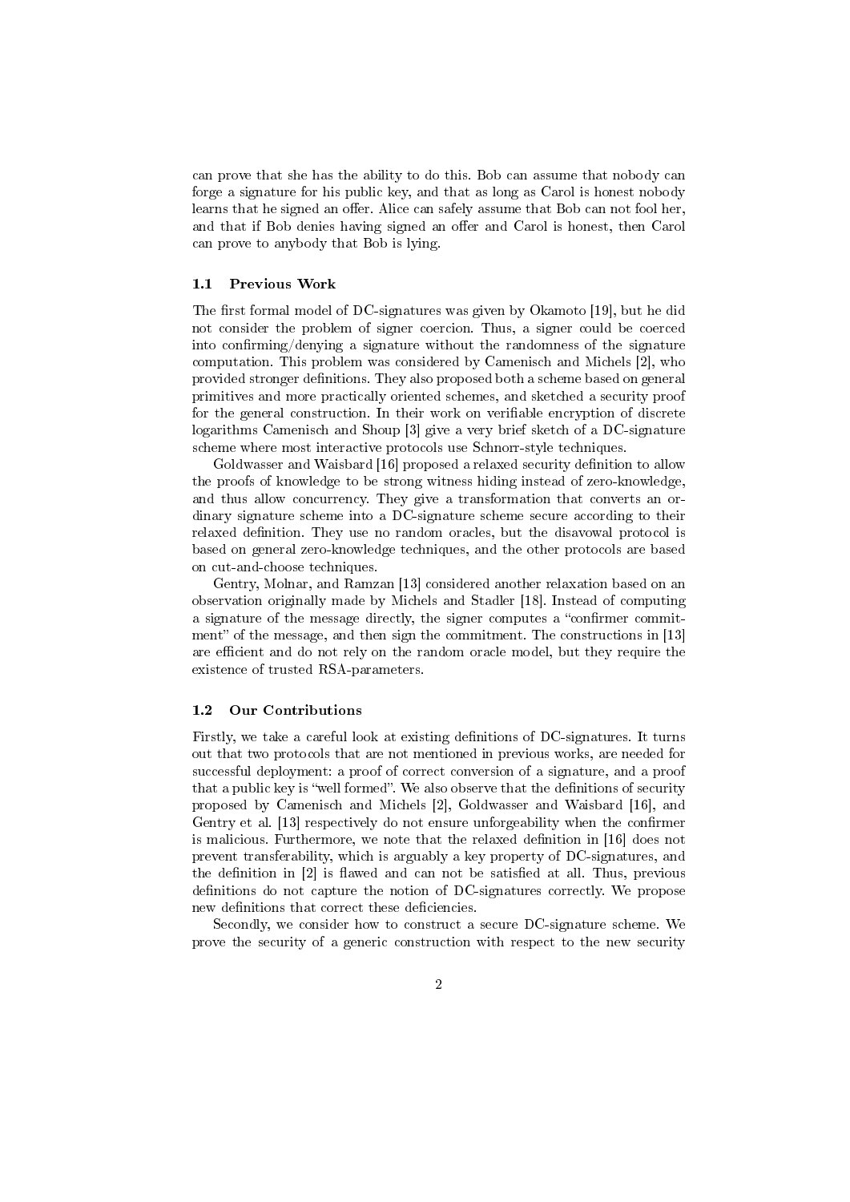can prove that she has the ability to do this. Bob can assume that nobody can forge a signature for his public key, and that as long as Carol is honest nobody learns that he signed an offer. Alice can safely assume that Bob can not fool her, and that if Bob denies having signed an offer and Carol is honest, then Carol can prove to anybody that Bob is lying.

### 1.1 Previous Work

The first formal model of DC-signatures was given by Okamoto [19], but he did not consider the problem of signer coercion. Thus, a signer could be coerced into confirming/denying a signature without the randomness of the signature computation. This problem was considered by Camenisch and Michels [2], who provided stronger definitions. They also proposed both a scheme based on general primitives and more practically oriented schemes, and sketched a security proof for the general construction. In their work on verifiable encryption of discrete logarithms Camenisch and Shoup [3] give a very brief sketch of a DC-signature scheme where most interactive protocols use Schnorr-style techniques.

Goldwasser and Waisbard [16] proposed a relaxed security definition to allow the proofs of knowledge to be strong witness hiding instead of zero-knowledge, and thus allow concurrency. They give a transformation that converts an ordinary signature scheme into a DC-signature scheme secure according to their relaxed definition. They use no random oracles, but the disavowal protocol is based on general zero-knowledge techniques, and the other protocols are based on cut-and-choose techniques.

Gentry, Molnar, and Ramzan [13] considered another relaxation based on an observation originally made by Michels and Stadler [18]. Instead of computing a signature of the message directly, the signer computes a "confirmer commitment" of the message, and then sign the commitment. The constructions in [13] are efficient and do not rely on the random oracle model, but they require the existence of trusted RSA-parameters.

### 1.2 Our Contributions

Firstly, we take a careful look at existing definitions of DC-signatures. It turns out that two protocols that are not mentioned in previous works, are needed for successful deployment: a proof of correct conversion of a signature, and a proof that a public key is "well formed". We also observe that the definitions of security proposed by Camenisch and Michels [2], Goldwasser and Waisbard [16], and Gentry et al. [13] respectively do not ensure unforgeability when the confirmer is malicious. Furthermore, we note that the relaxed definition in [16] does not prevent transferability, which is arguably a key property of DC-signatures, and the definition in [2] is flawed and can not be satisfied at all. Thus, previous definitions do not capture the notion of DC-signatures correctly. We propose new definitions that correct these deficiencies.

Secondly, we consider how to construct a secure DC-signature scheme. We prove the security of a generic construction with respect to the new security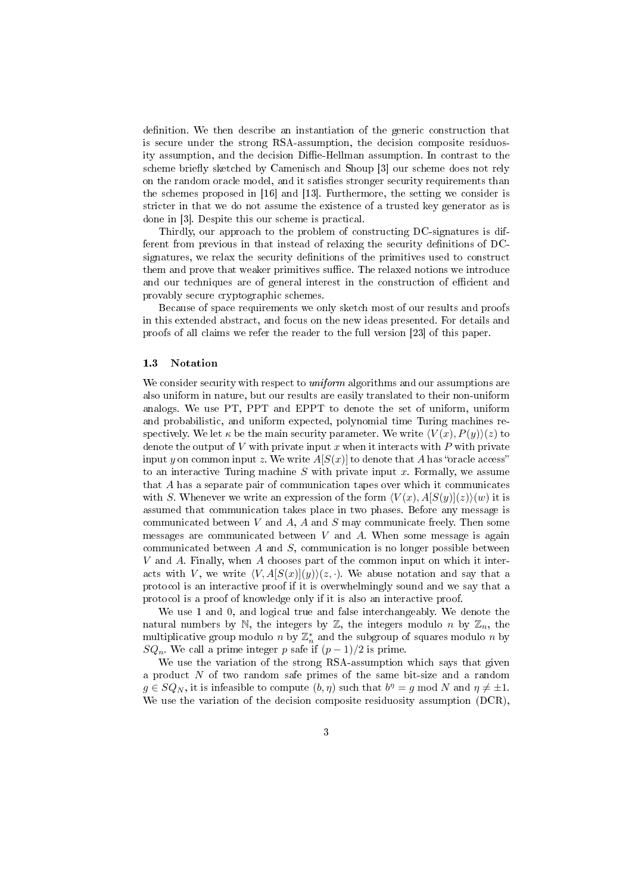definition. We then describe an instantiation of the generic construction that is secure under the strong RSA-assumption, the decision composite residuosity assumption, and the decision Diffie-Hellman assumption. In contrast to the scheme briefly sketched by Camenisch and Shoup [3] our scheme does not rely on the random oracle model, and it satisfies stronger security requirements than the schemes proposed in [16] and [13]. Furthermore, the setting we consider is stricter in that we do not assume the existence of a trusted key generator as is done in [3]. Despite this our scheme is practical.

Thirdly, our approach to the problem of constructing DC-signatures is different from previous in that instead of relaxing the security definitions of DC-signatures, we relax the security definitions of the primitives used to construct them and prove that weaker primitives suffice. The relaxed notions we introduce and our techniques are of general interest in the construction of efficient and provably secure cryptographic schemes.

Because of space requirements we only sketch most of our results and proofs in this extended abstract, and focus on the new ideas presented. For details and proofs of all claims we refer the reader to the full version [23] of this paper.

### 1.3 Notation

We consider security with respect to *uniform* algorithms and our assumptions are also uniform in nature, but our results are easily translated to their non-uniform analogs. We use PT, PPT and EPPT to denote the set of uniform, uniform and probabilistic, and uniform expected, polynomial time Turing machines respectively. We let $\kappa$ be the main security parameter. We write $\langle V(x), P(y)\rangle(z)$ to denote the output of $V$ with private input $x$ when it interacts with $P$ with private input $y$ on common input $z$. We write $A[S(x)]$ to denote that $A$ has "oracle access" to an interactive Turing machine $S$ with private input $x$. Formally, we assume that $A$ has a separate pair of communication tapes over which it communicates with $S$. Whenever we write an expression of the form $\langle V(x), A[S(y)](z)\rangle(w)$ it is assumed that communication takes place in two phases. Before any message is communicated between $V$ and $A$, $A$ and $S$ may communicate freely. Then some messages are communicated between $V$ and $A$. When some message is again communicated between $A$ and $S$, communication is no longer possible between $V$ and $A$. Finally, when $A$ chooses part of the common input on which it interacts with $V$, we write $\langle V, A[S(x)](y)\rangle(z, \cdot)$. We abuse notation and say that a protocol is an interactive proof if it is overwhelmingly sound and we say that a protocol is a proof of knowledge only if it is also an interactive proof.

We use 1 and 0, and logical true and false interchangeably. We denote the natural numbers by $\mathbb{N}$, the integers by $\mathbb{Z}$, the integers modulo $n$ by $\mathbb{Z}_n$, the multiplicative group modulo $n$ by $\mathbb{Z}_n^*$ and the subgroup of squares modulo $n$ by $SQ_n$. We call a prime integer $p$ safe if $(p-1)/2$ is prime.

We use the variation of the strong RSA-assumption which says that given a product $N$ of two random safe primes of the same bit-size and a random $g \in SQ_N$, it is infeasible to compute $(b, \eta)$ such that $b^\eta = g \bmod N$ and $\eta \neq \pm 1$. We use the variation of the decision composite residuosity assumption (DCR),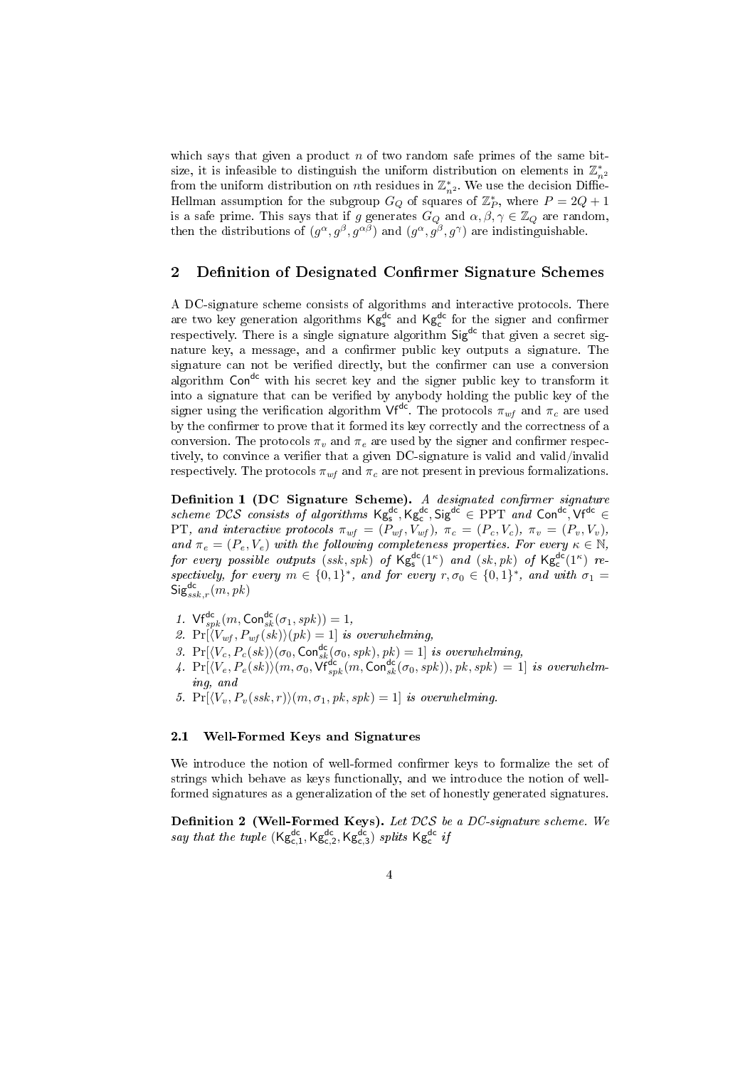which says that given a product $n$ of two random safe primes of the same bitsize, it is infeasible to distinguish the uniform distribution on elements in $\mathbb{Z}_{n^2}^*$ from the uniform distribution on $n$th residues in $\mathbb{Z}_{n^2}^*$. We use the decision Diffie-Hellman assumption for the subgroup $G_Q$ of squares of $\mathbb{Z}_P^*$, where $P = 2Q + 1$ is a safe prime. This says that if $g$ generates $G_Q$ and $\alpha, \beta, \gamma \in \mathbb{Z}_Q$ are random, then the distributions of $(g^\alpha, g^\beta, g^{\alpha\beta})$ and $(g^\alpha, g^\beta, g^\gamma)$ are indistinguishable.

## 2 Definition of Designated Confirmer Signature Schemes

A DC-signature scheme consists of algorithms and interactive protocols. There are two key generation algorithms $\mathsf{Kg}_\mathsf{s}^\mathsf{dc}$ and $\mathsf{Kg}_\mathsf{c}^\mathsf{dc}$ for the signer and confirmer respectively. There is a single signature algorithm $\mathsf{Sig}^\mathsf{dc}$ that given a secret signature key, a message, and a confirmer public key outputs a signature. The signature can not be verified directly, but the confirmer can use a conversion algorithm $\mathsf{Con}^\mathsf{dc}$ with his secret key and the signer public key to transform it into a signature that can be verified by anybody holding the public key of the signer using the verification algorithm $\mathsf{Vf}^\mathsf{dc}$. The protocols $\pi_{wf}$ and $\pi_c$ are used by the confirmer to prove that it formed its key correctly and the correctness of a conversion. The protocols $\pi_v$ and $\pi_e$ are used by the signer and confirmer respectively, to convince a verifier that a given DC-signature is valid and valid/invalid respectively. The protocols $\pi_{wf}$ and $\pi_c$ are not present in previous formalizations.

**Definition 1 (DC Signature Scheme).** *A designated confirmer signature scheme $\mathcal{DCS}$ consists of algorithms $\mathsf{Kg}_\mathsf{s}^\mathsf{dc}, \mathsf{Kg}_\mathsf{c}^\mathsf{dc}, \mathsf{Sig}^\mathsf{dc} \in \mathrm{PPT}$ and $\mathsf{Con}^\mathsf{dc}, \mathsf{Vf}^\mathsf{dc} \in \mathrm{PT}$, and interactive protocols $\pi_{wf} = (P_{wf}, V_{wf})$, $\pi_c = (P_c, V_c)$, $\pi_v = (P_v, V_v)$, and $\pi_e = (P_e, V_e)$ with the following completeness properties. For every $\kappa \in \mathbb{N}$, for every possible outputs $(ssk, spk)$ of $\mathsf{Kg}_\mathsf{s}^\mathsf{dc}(1^\kappa)$ and $(sk, pk)$ of $\mathsf{Kg}_\mathsf{c}^\mathsf{dc}(1^\kappa)$ respectively, for every $m \in \{0,1\}^*$, and for every $r, \sigma_0 \in \{0,1\}^*$, and with $\sigma_1 = \mathsf{Sig}_{ssk,r}^\mathsf{dc}(m, pk)$*

1. $\mathsf{Vf}_{spk}^\mathsf{dc}(m, \mathsf{Con}_{sk}^\mathsf{dc}(\sigma_1, spk)) = 1$,
2. $\Pr[\langle V_{wf}, P_{wf}(sk)\rangle(pk) = 1]$ *is overwhelming,*
3. $\Pr[\langle V_c, P_c(sk)\rangle(\sigma_0, \mathsf{Con}_{sk}^\mathsf{dc}(\sigma_0, spk), pk) = 1]$ *is overwhelming,*
4. $\Pr[\langle V_e, P_e(sk)\rangle(m, \sigma_0, \mathsf{Vf}_{spk}^\mathsf{dc}(m, \mathsf{Con}_{sk}^\mathsf{dc}(\sigma_0, spk)), pk, spk) = 1]$ *is overwhelming, and*
5. $\Pr[\langle V_v, P_v(ssk, r)\rangle(m, \sigma_1, pk, spk) = 1]$ *is overwhelming.*

### 2.1 Well-Formed Keys and Signatures

We introduce the notion of well-formed confirmer keys to formalize the set of strings which behave as keys functionally, and we introduce the notion of well-formed signatures as a generalization of the set of honestly generated signatures.

**Definition 2 (Well-Formed Keys).** *Let $\mathcal{DCS}$ be a DC-signature scheme. We say that the tuple $(\mathsf{Kg}_{\mathsf{c},1}^\mathsf{dc}, \mathsf{Kg}_{\mathsf{c},2}^\mathsf{dc}, \mathsf{Kg}_{\mathsf{c},3}^\mathsf{dc})$ splits $\mathsf{Kg}_\mathsf{c}^\mathsf{dc}$ if*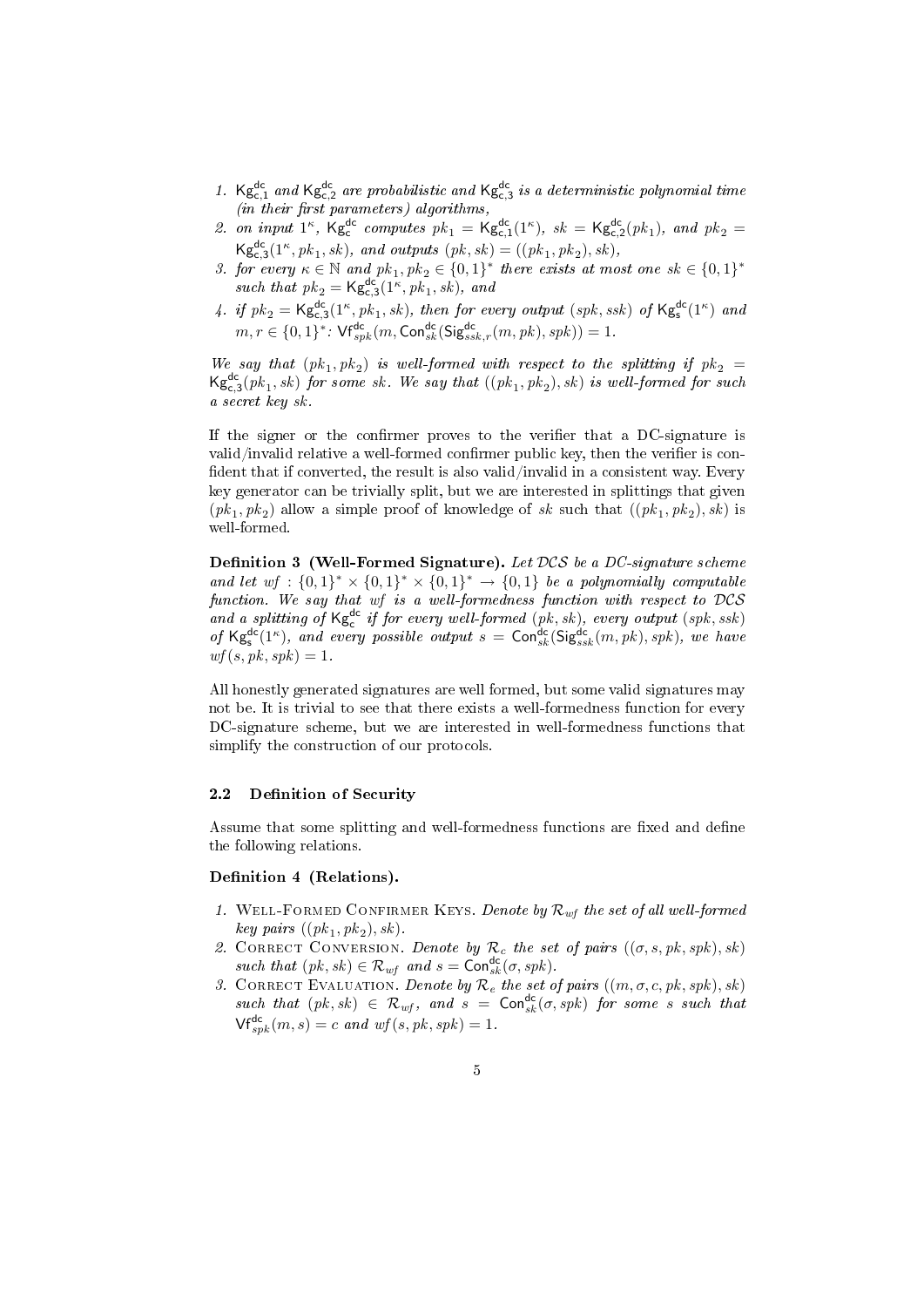1. $\mathsf{Kg}^{\mathsf{dc}}_{\mathsf{c},1}$ and $\mathsf{Kg}^{\mathsf{dc}}_{\mathsf{c},2}$ are probabilistic and $\mathsf{Kg}^{\mathsf{dc}}_{\mathsf{c},3}$ is a deterministic polynomial time (in their first parameters) algorithms,
2. on input $1^\kappa$, $\mathsf{Kg}^{\mathsf{dc}}_{\mathsf{c}}$ computes $pk_1 = \mathsf{Kg}^{\mathsf{dc}}_{\mathsf{c},1}(1^\kappa)$, $sk = \mathsf{Kg}^{\mathsf{dc}}_{\mathsf{c},2}(pk_1)$, and $pk_2 = \mathsf{Kg}^{\mathsf{dc}}_{\mathsf{c},3}(1^\kappa, pk_1, sk)$, and outputs $(pk, sk) = ((pk_1, pk_2), sk)$,
3. for every $\kappa \in \mathbb{N}$ and $pk_1, pk_2 \in \{0,1\}^*$ there exists at most one $sk \in \{0,1\}^*$ such that $pk_2 = \mathsf{Kg}^{\mathsf{dc}}_{\mathsf{c},3}(1^\kappa, pk_1, sk)$, and
4. if $pk_2 = \mathsf{Kg}^{\mathsf{dc}}_{\mathsf{c},3}(1^\kappa, pk_1, sk)$, then for every output $(spk, ssk)$ of $\mathsf{Kg}^{\mathsf{dc}}_{\mathsf{s}}(1^\kappa)$ and $m, r \in \{0,1\}^*$: $\mathsf{Vf}^{\mathsf{dc}}_{spk}(m, \mathsf{Con}^{\mathsf{dc}}_{sk}(\mathsf{Sig}^{\mathsf{dc}}_{ssk,r}(m, pk), spk)) = 1$.

*We say that $(pk_1, pk_2)$ is well-formed with respect to the splitting if $pk_2 = \mathsf{Kg}^{\mathsf{dc}}_{\mathsf{c},3}(pk_1, sk)$ for some $sk$. We say that $((pk_1, pk_2), sk)$ is well-formed for such a secret key $sk$.*

If the signer or the confirmer proves to the verifier that a DC-signature is valid/invalid relative a well-formed confirmer public key, then the verifier is confident that if converted, the result is also valid/invalid in a consistent way. Every key generator can be trivially split, but we are interested in splittings that given $(pk_1, pk_2)$ allow a simple proof of knowledge of $sk$ such that $((pk_1, pk_2), sk)$ is well-formed.

**Definition 3 (Well-Formed Signature).** *Let $\mathcal{DCS}$ be a DC-signature scheme and let $wf : \{0,1\}^* \times \{0,1\}^* \times \{0,1\}^* \to \{0,1\}$ be a polynomially computable function. We say that $wf$ is a well-formedness function with respect to $\mathcal{DCS}$ and a splitting of $\mathsf{Kg}^{\mathsf{dc}}_{\mathsf{c}}$ if for every well-formed $(pk, sk)$, every output $(spk, ssk)$ of $\mathsf{Kg}^{\mathsf{dc}}_{\mathsf{s}}(1^\kappa)$, and every possible output $s = \mathsf{Con}^{\mathsf{dc}}_{sk}(\mathsf{Sig}^{\mathsf{dc}}_{ssk}(m, pk), spk)$, we have $wf(s, pk, spk) = 1$.*

All honestly generated signatures are well formed, but some valid signatures may not be. It is trivial to see that there exists a well-formedness function for every DC-signature scheme, but we are interested in well-formedness functions that simplify the construction of our protocols.

### 2.2 Definition of Security

Assume that some splitting and well-formedness functions are fixed and define the following relations.

**Definition 4 (Relations).**

1. Well-Formed Confirmer Keys. *Denote by $\mathcal{R}_{wf}$ the set of all well-formed key pairs $((pk_1, pk_2), sk)$.*
2. Correct Conversion. *Denote by $\mathcal{R}_c$ the set of pairs $((\sigma, s, pk, spk), sk)$ such that $(pk, sk) \in \mathcal{R}_{wf}$ and $s = \mathsf{Con}^{\mathsf{dc}}_{sk}(\sigma, spk)$.*
3. Correct Evaluation. *Denote by $\mathcal{R}_e$ the set of pairs $((m, \sigma, c, pk, spk), sk)$ such that $(pk, sk) \in \mathcal{R}_{wf}$, and $s = \mathsf{Con}^{\mathsf{dc}}_{sk}(\sigma, spk)$ for some $s$ such that $\mathsf{Vf}^{\mathsf{dc}}_{spk}(m, s) = c$ and $wf(s, pk, spk) = 1$.*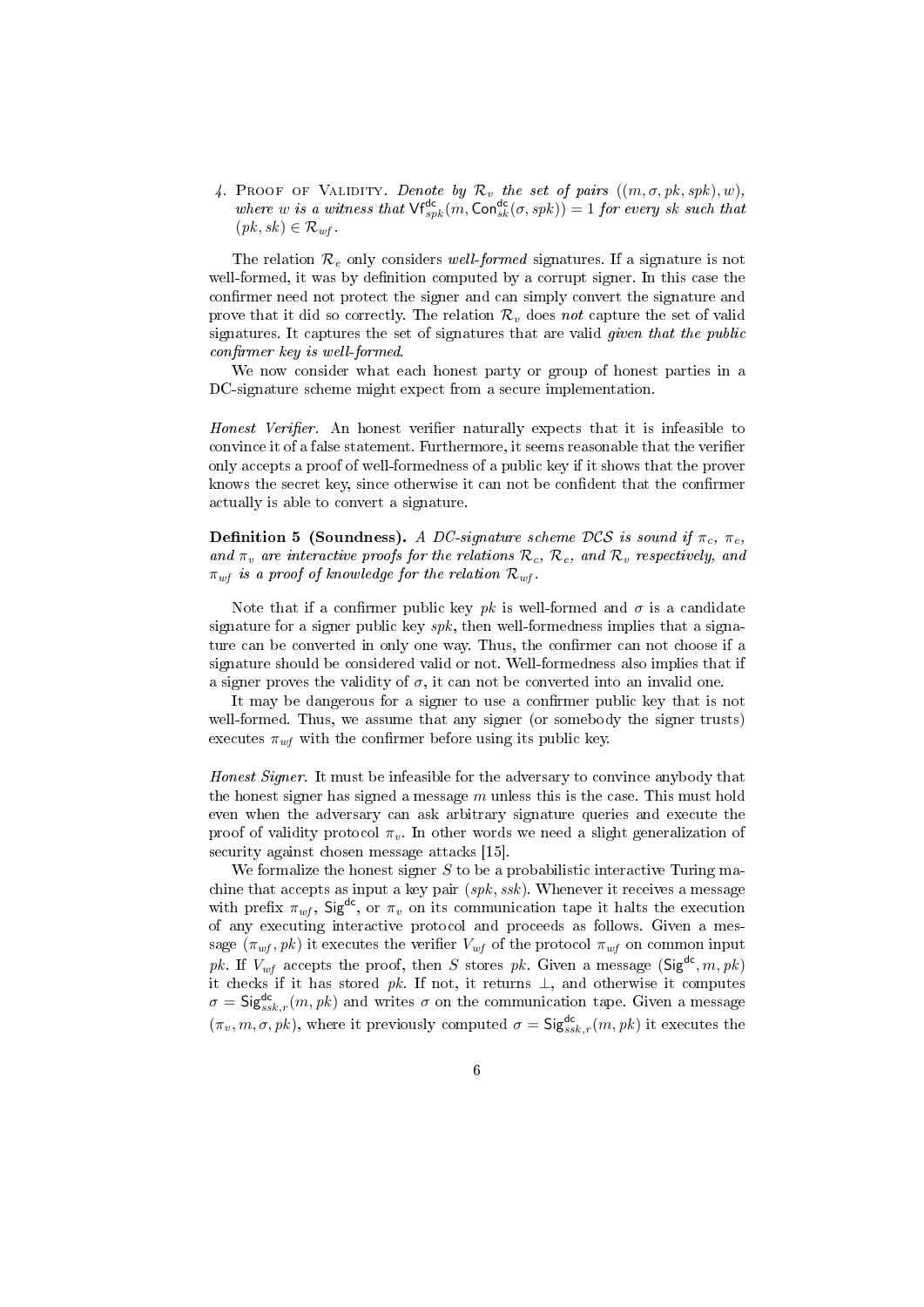4. Proof of Validity. *Denote by $\mathcal{R}_v$ the set of pairs $((m, \sigma, pk, spk), w)$, where $w$ is a witness that $\mathsf{Vf}^{\mathsf{dc}}_{spk}(m, \mathsf{Con}^{\mathsf{dc}}_{sk}(\sigma, spk)) = 1$ for every $sk$ such that $(pk, sk) \in \mathcal{R}_{wf}$.*

The relation $\mathcal{R}_e$ only considers *well-formed* signatures. If a signature is not well-formed, it was by definition computed by a corrupt signer. In this case the confirmer need not protect the signer and can simply convert the signature and prove that it did so correctly. The relation $\mathcal{R}_v$ does *not* capture the set of valid signatures. It captures the set of signatures that are valid *given that the public confirmer key is well-formed*.

We now consider what each honest party or group of honest parties in a DC-signature scheme might expect from a secure implementation.

*Honest Verifier.* An honest verifier naturally expects that it is infeasible to convince it of a false statement. Furthermore, it seems reasonable that the verifier only accepts a proof of well-formedness of a public key if it shows that the prover knows the secret key, since otherwise it can not be confident that the confirmer actually is able to convert a signature.

**Definition 5 (Soundness).** *A DC-signature scheme $\mathcal{DCS}$ is sound if $\pi_c$, $\pi_e$, and $\pi_v$ are interactive proofs for the relations $\mathcal{R}_c$, $\mathcal{R}_e$, and $\mathcal{R}_v$ respectively, and $\pi_{wf}$ is a proof of knowledge for the relation $\mathcal{R}_{wf}$.*

Note that if a confirmer public key $pk$ is well-formed and $\sigma$ is a candidate signature for a signer public key $spk$, then well-formedness implies that a signature can be converted in only one way. Thus, the confirmer can not choose if a signature should be considered valid or not. Well-formedness also implies that if a signer proves the validity of $\sigma$, it can not be converted into an invalid one.

It may be dangerous for a signer to use a confirmer public key that is not well-formed. Thus, we assume that any signer (or somebody the signer trusts) executes $\pi_{wf}$ with the confirmer before using its public key.

*Honest Signer.* It must be infeasible for the adversary to convince anybody that the honest signer has signed a message $m$ unless this is the case. This must hold even when the adversary can ask arbitrary signature queries and execute the proof of validity protocol $\pi_v$. In other words we need a slight generalization of security against chosen message attacks [15].

We formalize the honest signer $S$ to be a probabilistic interactive Turing machine that accepts as input a key pair $(spk, ssk)$. Whenever it receives a message with prefix $\pi_{wf}$, $\mathsf{Sig}^{\mathsf{dc}}$, or $\pi_v$ on its communication tape it halts the execution of any executing interactive protocol and proceeds as follows. Given a message $(\pi_{wf}, pk)$ it executes the verifier $V_{wf}$ of the protocol $\pi_{wf}$ on common input $pk$. If $V_{wf}$ accepts the proof, then $S$ stores $pk$. Given a message $(\mathsf{Sig}^{\mathsf{dc}}, m, pk)$ it checks if it has stored $pk$. If not, it returns $\perp$, and otherwise it computes $\sigma = \mathsf{Sig}^{\mathsf{dc}}_{ssk,r}(m, pk)$ and writes $\sigma$ on the communication tape. Given a message $(\pi_v, m, \sigma, pk)$, where it previously computed $\sigma = \mathsf{Sig}^{\mathsf{dc}}_{ssk,r}(m, pk)$ it executes the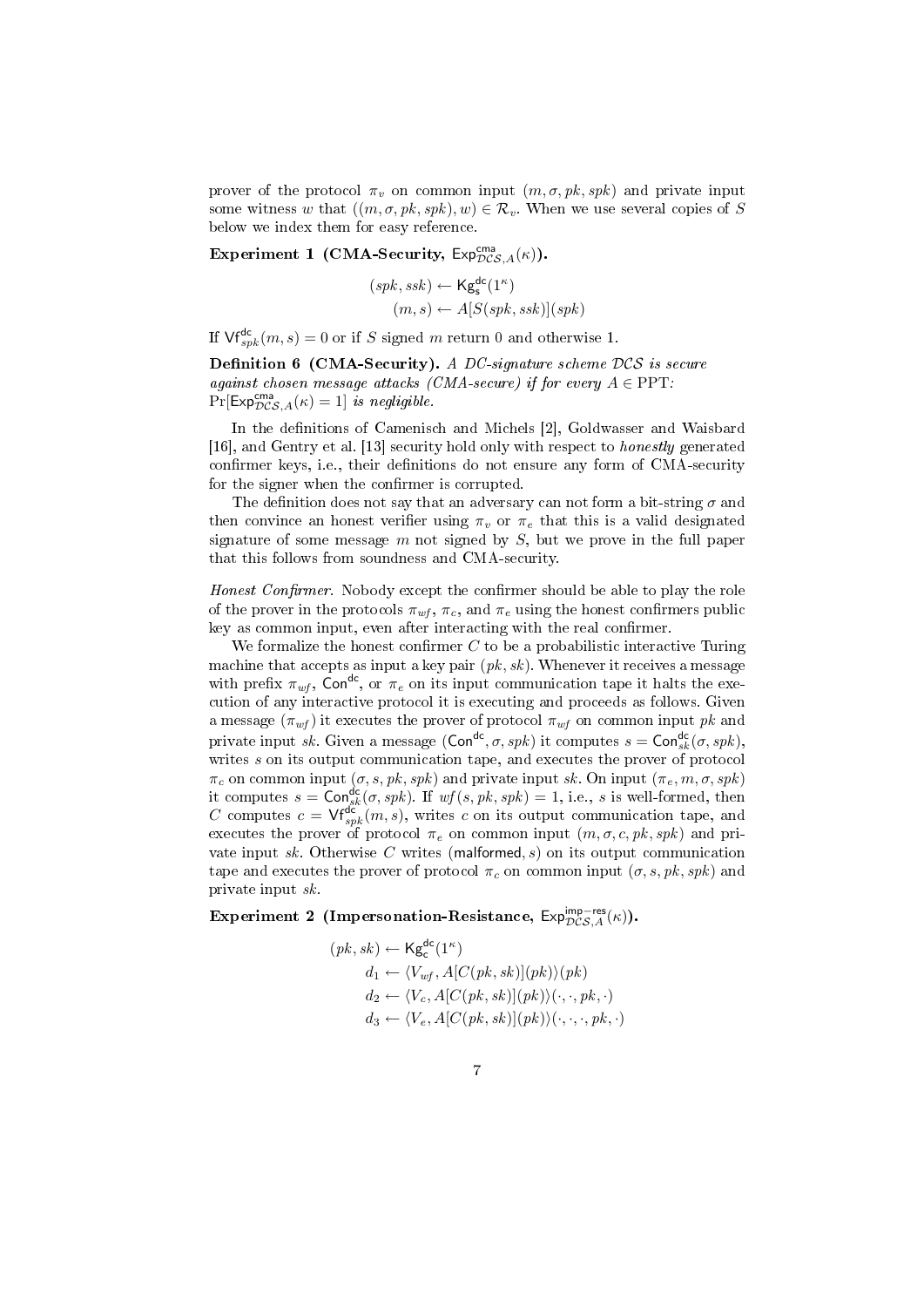prover of the protocol $\pi_v$ on common input $(m, \sigma, pk, spk)$ and private input some witness $w$ that $((m, \sigma, pk, spk), w) \in \mathcal{R}_v$. When we use several copies of $S$ below we index them for easy reference.

**Experiment 1 (CMA-Security, $\mathsf{Exp}^{\mathsf{cma}}_{\mathcal{DCS},A}(\kappa)$).**

$$(spk, ssk) \leftarrow \mathsf{Kg}^{\mathsf{dc}}_{\mathsf{s}}(1^\kappa)$$
$$(m, s) \leftarrow A[S(spk, ssk)](spk)$$

If $\mathsf{Vf}^{\mathsf{dc}}_{spk}(m, s) = 0$ or if $S$ signed $m$ return 0 and otherwise 1.

**Definition 6 (CMA-Security).** *A DC-signature scheme $\mathcal{DCS}$ is secure against chosen message attacks (CMA-secure) if for every $A \in$ PPT: $\Pr[\mathsf{Exp}^{\mathsf{cma}}_{\mathcal{DCS},A}(\kappa) = 1]$ is negligible.*

In the definitions of Camenisch and Michels [2], Goldwasser and Waisbard [16], and Gentry et al. [13] security hold only with respect to *honestly* generated confirmer keys, i.e., their definitions do not ensure any form of CMA-security for the signer when the confirmer is corrupted.

The definition does not say that an adversary can not form a bit-string $\sigma$ and then convince an honest verifier using $\pi_v$ or $\pi_e$ that this is a valid designated signature of some message $m$ not signed by $S$, but we prove in the full paper that this follows from soundness and CMA-security.

*Honest Confirmer.* Nobody except the confirmer should be able to play the role of the prover in the protocols $\pi_{wf}$, $\pi_c$, and $\pi_e$ using the honest confirmers public key as common input, even after interacting with the real confirmer.

We formalize the honest confirmer $C$ to be a probabilistic interactive Turing machine that accepts as input a key pair $(pk, sk)$. Whenever it receives a message with prefix $\pi_{wf}$, $\mathsf{Con}^{\mathsf{dc}}$, or $\pi_e$ on its input communication tape it halts the execution of any interactive protocol it is executing and proceeds as follows. Given a message $(\pi_{wf})$ it executes the prover of protocol $\pi_{wf}$ on common input $pk$ and private input $sk$. Given a message $(\mathsf{Con}^{\mathsf{dc}}, \sigma, spk)$ it computes $s = \mathsf{Con}^{\mathsf{dc}}_{sk}(\sigma, spk)$, writes $s$ on its output communication tape, and executes the prover of protocol $\pi_c$ on common input $(\sigma, s, pk, spk)$ and private input $sk$. On input $(\pi_e, m, \sigma, spk)$ it computes $s = \mathsf{Con}^{\mathsf{dc}}_{sk}(\sigma, spk)$. If $wf(s, pk, spk) = 1$, i.e., $s$ is well-formed, then $C$ computes $c = \mathsf{Vf}^{\mathsf{dc}}_{spk}(m, s)$, writes $c$ on its output communication tape, and executes the prover of protocol $\pi_e$ on common input $(m, \sigma, c, pk, spk)$ and private input $sk$. Otherwise $C$ writes $(\mathsf{malformed}, s)$ on its output communication tape and executes the prover of protocol $\pi_c$ on common input $(\sigma, s, pk, spk)$ and private input $sk$.

**Experiment 2 (Impersonation-Resistance, $\mathsf{Exp}^{\mathsf{imp-res}}_{\mathcal{DCS},A}(\kappa)$).**

$$(pk, sk) \leftarrow \mathsf{Kg}^{\mathsf{dc}}_{\mathsf{c}}(1^\kappa)$$
$$d_1 \leftarrow \langle V_{wf}, A[C(pk, sk)](pk)\rangle(pk)$$
$$d_2 \leftarrow \langle V_c, A[C(pk, sk)](pk)\rangle(\cdot, \cdot, pk, \cdot)$$
$$d_3 \leftarrow \langle V_e, A[C(pk, sk)](pk)\rangle(\cdot, \cdot, \cdot, pk, \cdot)$$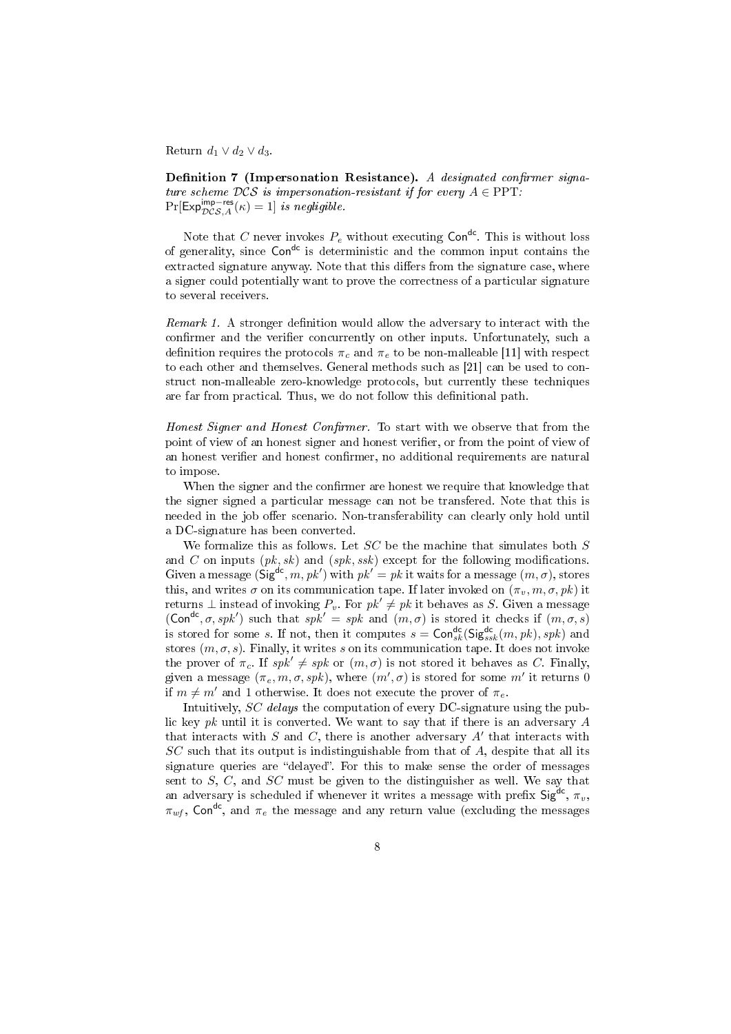Return $d_1 \vee d_2 \vee d_3$.

**Definition 7 (Impersonation Resistance).** *A designated confirmer signature scheme $\mathcal{DCS}$ is impersonation-resistant if for every $A \in \mathrm{PPT}$: $\Pr[\mathsf{Exp}^{\mathsf{imp-res}}_{\mathcal{DCS},A}(\kappa) = 1]$ is negligible.*

Note that $C$ never invokes $P_e$ without executing $\mathsf{Con}^{\mathsf{dc}}$. This is without loss of generality, since $\mathsf{Con}^{\mathsf{dc}}$ is deterministic and the common input contains the extracted signature anyway. Note that this differs from the signature case, where a signer could potentially want to prove the correctness of a particular signature to several receivers.

*Remark 1.* A stronger definition would allow the adversary to interact with the confirmer and the verifier concurrently on other inputs. Unfortunately, such a definition requires the protocols $\pi_c$ and $\pi_e$ to be non-malleable [11] with respect to each other and themselves. General methods such as [21] can be used to construct non-malleable zero-knowledge protocols, but currently these techniques are far from practical. Thus, we do not follow this definitional path.

*Honest Signer and Honest Confirmer.* To start with we observe that from the point of view of an honest signer and honest verifier, or from the point of view of an honest verifier and honest confirmer, no additional requirements are natural to impose.

When the signer and the confirmer are honest we require that knowledge that the signer signed a particular message can not be transfered. Note that this is needed in the job offer scenario. Non-transferability can clearly only hold until a DC-signature has been converted.

We formalize this as follows. Let $SC$ be the machine that simulates both $S$ and $C$ on inputs $(pk, sk)$ and $(spk, ssk)$ except for the following modifications. Given a message $(\mathsf{Sig}^{\mathsf{dc}}, m, pk')$ with $pk' = pk$ it waits for a message $(m, \sigma)$, stores this, and writes $\sigma$ on its communication tape. If later invoked on $(\pi_v, m, \sigma, pk)$ it returns $\perp$ instead of invoking $P_v$. For $pk' \neq pk$ it behaves as $S$. Given a message $(\mathsf{Con}^{\mathsf{dc}}, \sigma, spk')$ such that $spk' = spk$ and $(m, \sigma)$ is stored it checks if $(m, \sigma, s)$ is stored for some $s$. If not, then it computes $s = \mathsf{Con}^{\mathsf{dc}}_{sk}(\mathsf{Sig}^{\mathsf{dc}}_{ssk}(m, pk), spk)$ and stores $(m, \sigma, s)$. Finally, it writes $s$ on its communication tape. It does not invoke the prover of $\pi_c$. If $spk' \neq spk$ or $(m, \sigma)$ is not stored it behaves as $C$. Finally, given a message $(\pi_e, m, \sigma, spk)$, where $(m', \sigma)$ is stored for some $m'$ it returns 0 if $m \neq m'$ and 1 otherwise. It does not execute the prover of $\pi_e$.

Intuitively, $SC$ *delays* the computation of every DC-signature using the public key $pk$ until it is converted. We want to say that if there is an adversary $A$ that interacts with $S$ and $C$, there is another adversary $A'$ that interacts with $SC$ such that its output is indistinguishable from that of $A$, despite that all its signature queries are "delayed". For this to make sense the order of messages sent to $S$, $C$, and $SC$ must be given to the distinguisher as well. We say that an adversary is scheduled if whenever it writes a message with prefix $\mathsf{Sig}^{\mathsf{dc}}$, $\pi_v$, $\pi_{wf}$, $\mathsf{Con}^{\mathsf{dc}}$, and $\pi_e$ the message and any return value (excluding the messages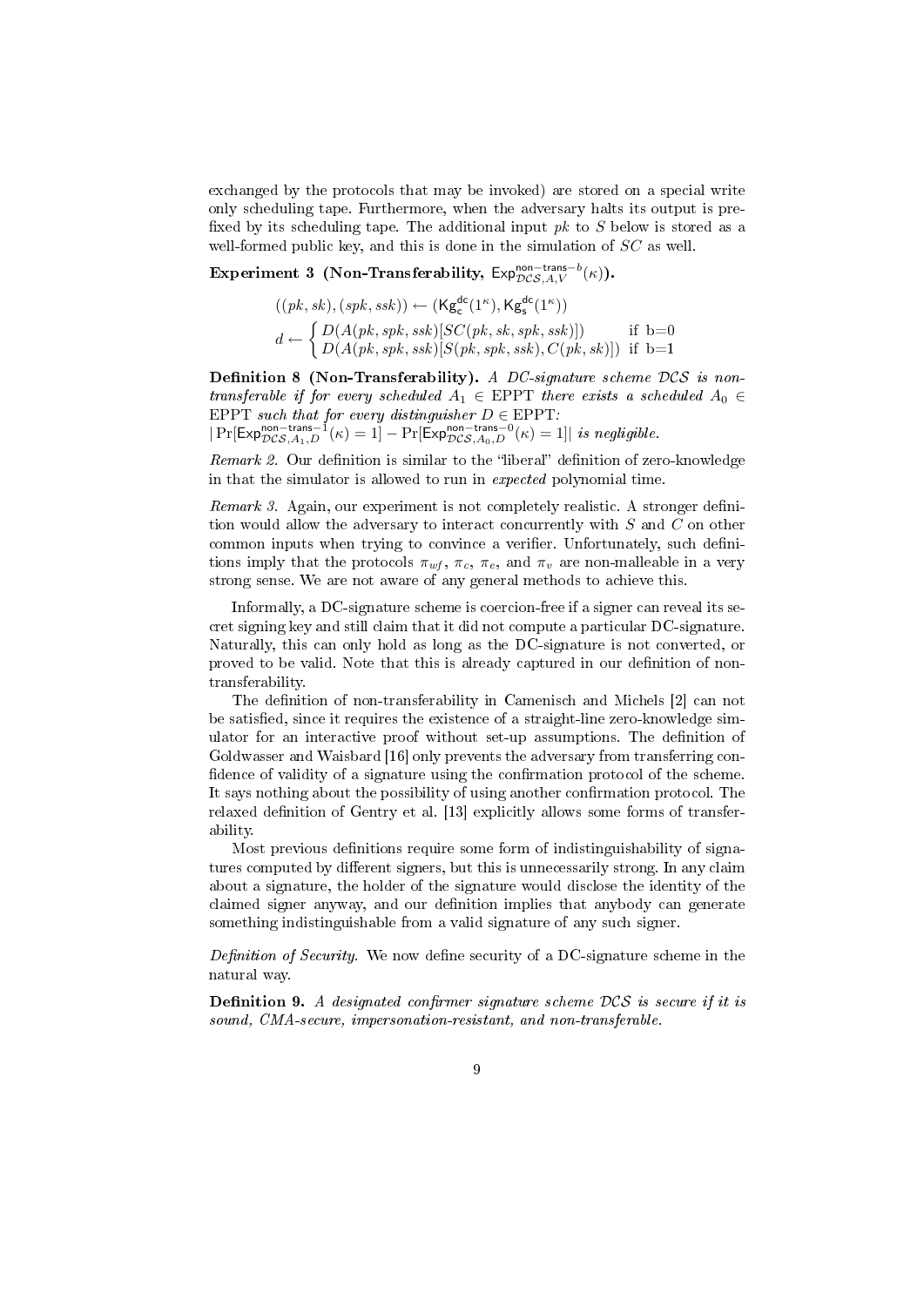exchanged by the protocols that may be invoked) are stored on a special write only scheduling tape. Furthermore, when the adversary halts its output is prefixed by its scheduling tape. The additional input $pk$ to $S$ below is stored as a well-formed public key, and this is done in the simulation of $SC$ as well.

**Experiment 3 (Non-Transferability, $\mathsf{Exp}^{\mathsf{non-trans}-b}_{\mathcal{DCS},A,V}(\kappa)$).**

$$((pk, sk), (spk, ssk)) \leftarrow (\mathsf{Kg}^{\mathsf{dc}}_{\mathsf{c}}(1^\kappa), \mathsf{Kg}^{\mathsf{dc}}_{\mathsf{s}}(1^\kappa))$$

$$d \leftarrow \begin{cases} D(A(pk, spk, ssk)[SC(pk, sk, spk, ssk)]) & \text{if b=0} \\ D(A(pk, spk, ssk)[S(pk, spk, ssk), C(pk, sk)]) & \text{if b=1} \end{cases}$$

**Definition 8 (Non-Transferability).** *A DC-signature scheme $\mathcal{DCS}$ is non-transferable if for every scheduled $A_1 \in$ EPPT there exists a scheduled $A_0 \in$ EPPT such that for every distinguisher $D \in$ EPPT:*
$|\Pr[\mathsf{Exp}^{\mathsf{non-trans}-1}_{\mathcal{DCS},A_1,D}(\kappa) = 1] - \Pr[\mathsf{Exp}^{\mathsf{non-trans}-0}_{\mathcal{DCS},A_0,D}(\kappa) = 1]|$ *is negligible.*

*Remark 2.* Our definition is similar to the "liberal" definition of zero-knowledge in that the simulator is allowed to run in *expected* polynomial time.

*Remark 3.* Again, our experiment is not completely realistic. A stronger definition would allow the adversary to interact concurrently with $S$ and $C$ on other common inputs when trying to convince a verifier. Unfortunately, such definitions imply that the protocols $\pi_{wf}$, $\pi_c$, $\pi_e$, and $\pi_v$ are non-malleable in a very strong sense. We are not aware of any general methods to achieve this.

Informally, a DC-signature scheme is coercion-free if a signer can reveal its secret signing key and still claim that it did not compute a particular DC-signature. Naturally, this can only hold as long as the DC-signature is not converted, or proved to be valid. Note that this is already captured in our definition of non-transferability.

The definition of non-transferability in Camenisch and Michels [2] can not be satisfied, since it requires the existence of a straight-line zero-knowledge simulator for an interactive proof without set-up assumptions. The definition of Goldwasser and Waisbard [16] only prevents the adversary from transferring confidence of validity of a signature using the confirmation protocol of the scheme. It says nothing about the possibility of using another confirmation protocol. The relaxed definition of Gentry et al. [13] explicitly allows some forms of transferability.

Most previous definitions require some form of indistinguishability of signatures computed by different signers, but this is unnecessarily strong. In any claim about a signature, the holder of the signature would disclose the identity of the claimed signer anyway, and our definition implies that anybody can generate something indistinguishable from a valid signature of any such signer.

*Definition of Security.* We now define security of a DC-signature scheme in the natural way.

**Definition 9.** *A designated confirmer signature scheme $\mathcal{DCS}$ is secure if it is sound, CMA-secure, impersonation-resistant, and non-transferable.*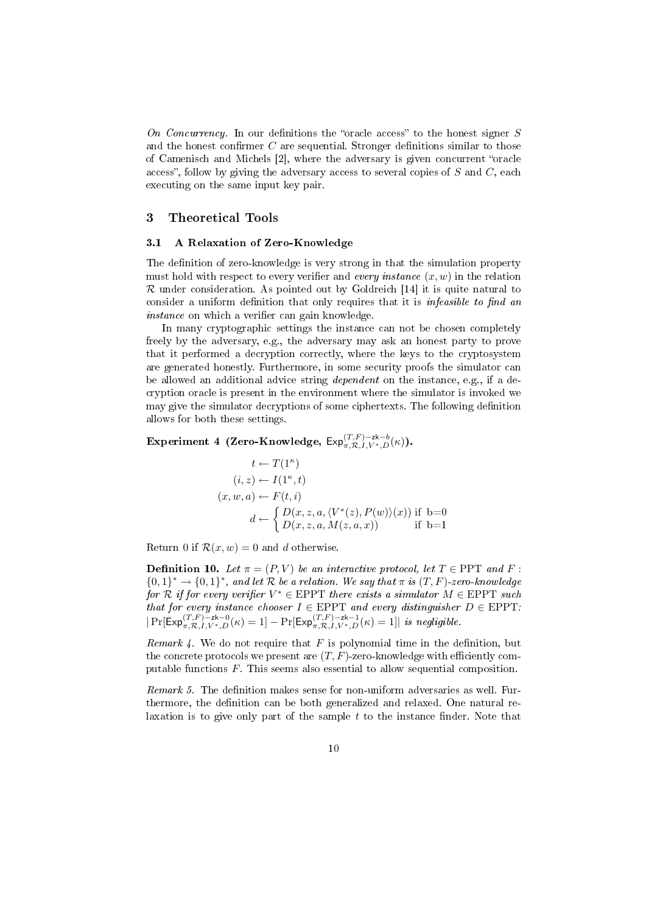*On Concurrency.* In our definitions the "oracle access" to the honest signer $S$ and the honest confirmer $C$ are sequential. Stronger definitions similar to those of Camenisch and Michels [2], where the adversary is given concurrent "oracle access", follow by giving the adversary access to several copies of $S$ and $C$, each executing on the same input key pair.

## 3 Theoretical Tools

### 3.1 A Relaxation of Zero-Knowledge

The definition of zero-knowledge is very strong in that the simulation property must hold with respect to every verifier and *every instance* $(x, w)$ in the relation $\mathcal{R}$ under consideration. As pointed out by Goldreich [14] it is quite natural to consider a uniform definition that only requires that it is *infeasible to find an instance* on which a verifier can gain knowledge.

In many cryptographic settings the instance can not be chosen completely freely by the adversary, e.g., the adversary may ask an honest party to prove that it performed a decryption correctly, where the keys to the cryptosystem are generated honestly. Furthermore, in some security proofs the simulator can be allowed an additional advice string *dependent* on the instance, e.g., if a decryption oracle is present in the environment where the simulator is invoked we may give the simulator decryptions of some ciphertexts. The following definition allows for both these settings.

**Experiment 4 (Zero-Knowledge, $\mathsf{Exp}^{(T,F)-\mathsf{zk}-b}_{\pi,\mathcal{R},I,V^*,D}(\kappa)$).**

$$
\begin{aligned}
t &\leftarrow T(1^\kappa) \\
(i, z) &\leftarrow I(1^\kappa, t) \\
(x, w, a) &\leftarrow F(t, i) \\
d &\leftarrow \begin{cases} D(x, z, a, \langle V^*(z), P(w)\rangle(x)) & \text{if b=0} \\ D(x, z, a, M(z, a, x)) & \text{if b=1} \end{cases}
\end{aligned}
$$

Return 0 if $\mathcal{R}(x, w) = 0$ and $d$ otherwise.

**Definition 10.** *Let $\pi = (P, V)$ be an interactive protocol, let $T \in \text{PPT}$ and $F : \{0,1\}^* \to \{0,1\}^*$, and let $\mathcal{R}$ be a relation. We say that $\pi$ is $(T, F)$-zero-knowledge for $\mathcal{R}$ if for every verifier $V^* \in \text{EPPT}$ there exists a simulator $M \in \text{EPPT}$ such that for every instance chooser $I \in \text{EPPT}$ and every distinguisher $D \in \text{EPPT}$: $|\Pr[\mathsf{Exp}^{(T,F)-\mathsf{zk}-0}_{\pi,\mathcal{R},I,V^*,D}(\kappa) = 1] - \Pr[\mathsf{Exp}^{(T,F)-\mathsf{zk}-1}_{\pi,\mathcal{R},I,V^*,D}(\kappa) = 1]|$ is negligible.*

*Remark 4.* We do not require that $F$ is polynomial time in the definition, but the concrete protocols we present are $(T, F)$-zero-knowledge with efficiently computable functions $F$. This seems also essential to allow sequential composition.

*Remark 5.* The definition makes sense for non-uniform adversaries as well. Furthermore, the definition can be both generalized and relaxed. One natural relaxation is to give only part of the sample $t$ to the instance finder. Note that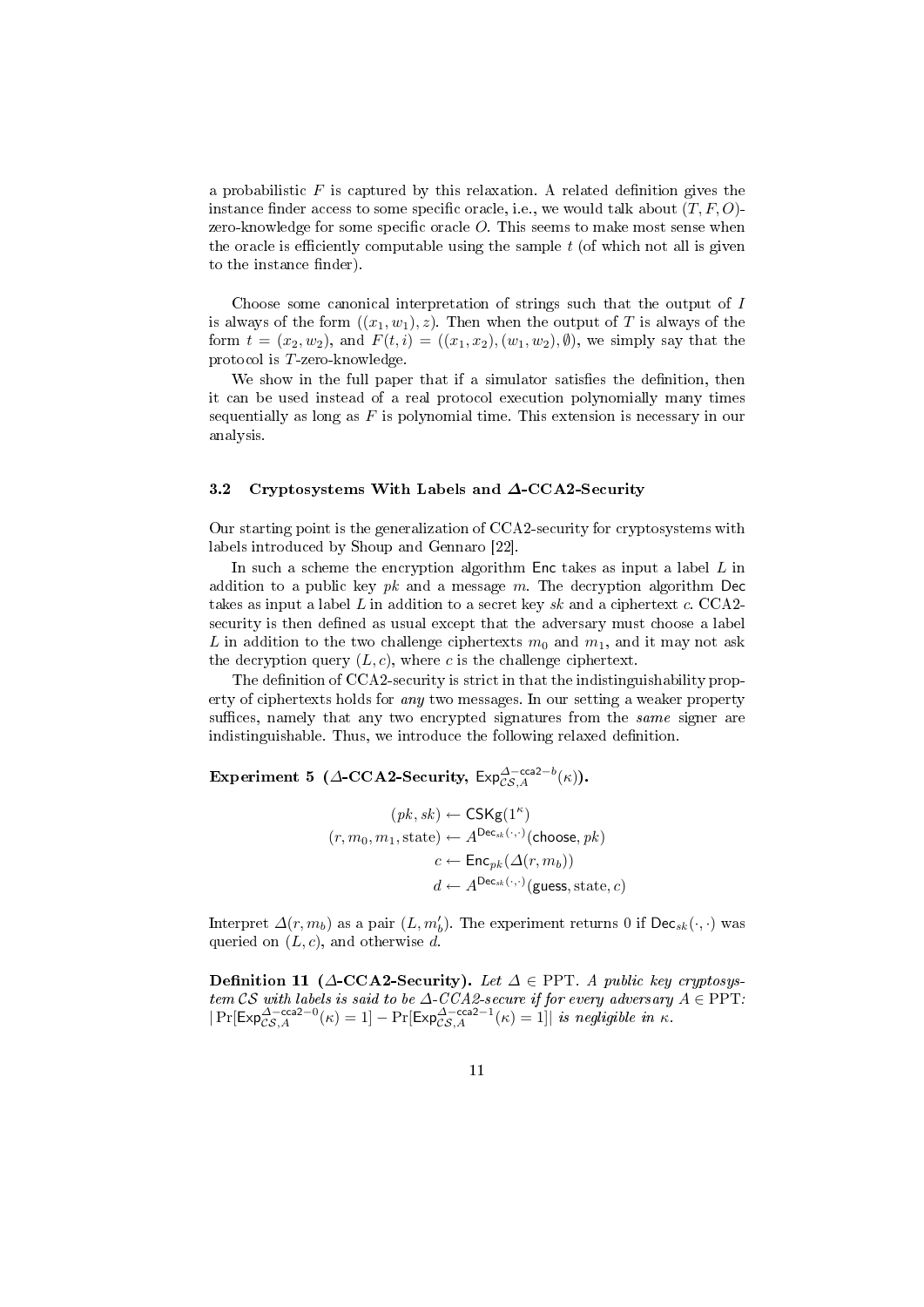a probabilistic $F$ is captured by this relaxation. A related definition gives the instance finder access to some specific oracle, i.e., we would talk about $(T, F, O)$-zero-knowledge for some specific oracle $O$. This seems to make most sense when the oracle is efficiently computable using the sample $t$ (of which not all is given to the instance finder).

Choose some canonical interpretation of strings such that the output of $I$ is always of the form $((x_1, w_1), z)$. Then when the output of $T$ is always of the form $t = (x_2, w_2)$, and $F(t, i) = ((x_1, x_2), (w_1, w_2), \emptyset)$, we simply say that the protocol is $T$-zero-knowledge.

We show in the full paper that if a simulator satisfies the definition, then it can be used instead of a real protocol execution polynomially many times sequentially as long as $F$ is polynomial time. This extension is necessary in our analysis.

### 3.2 Cryptosystems With Labels and $\Delta$-CCA2-Security

Our starting point is the generalization of CCA2-security for cryptosystems with labels introduced by Shoup and Gennaro [22].

In such a scheme the encryption algorithm $\mathsf{Enc}$ takes as input a label $L$ in addition to a public key $pk$ and a message $m$. The decryption algorithm $\mathsf{Dec}$ takes as input a label $L$ in addition to a secret key $sk$ and a ciphertext $c$. CCA2-security is then defined as usual except that the adversary must choose a label $L$ in addition to the two challenge ciphertexts $m_0$ and $m_1$, and it may not ask the decryption query $(L, c)$, where $c$ is the challenge ciphertext.

The definition of CCA2-security is strict in that the indistinguishability property of ciphertexts holds for *any* two messages. In our setting a weaker property suffices, namely that any two encrypted signatures from the *same* signer are indistinguishable. Thus, we introduce the following relaxed definition.

**Experiment 5 ($\Delta$-CCA2-Security, $\mathsf{Exp}^{\Delta-\mathsf{cca2}-b}_{\mathcal{CS},A}(\kappa)$).**

$$
\begin{aligned}
(pk, sk) &\leftarrow \mathsf{CSKg}(1^\kappa) \\
(r, m_0, m_1, \mathrm{state}) &\leftarrow A^{\mathsf{Dec}_{sk}(\cdot,\cdot)}(\mathsf{choose}, pk) \\
c &\leftarrow \mathsf{Enc}_{pk}(\Delta(r, m_b)) \\
d &\leftarrow A^{\mathsf{Dec}_{sk}(\cdot,\cdot)}(\mathsf{guess}, \mathrm{state}, c)
\end{aligned}
$$

Interpret $\Delta(r, m_b)$ as a pair $(L, m'_b)$. The experiment returns 0 if $\mathsf{Dec}_{sk}(\cdot, \cdot)$ was queried on $(L, c)$, and otherwise $d$.

**Definition 11 ($\Delta$-CCA2-Security).** *Let $\Delta \in \mathrm{PPT}$. A public key cryptosystem $\mathcal{CS}$ with labels is said to be $\Delta$-CCA2-secure if for every adversary $A \in \mathrm{PPT}$: $|\Pr[\mathsf{Exp}^{\Delta-\mathsf{cca2}-0}_{\mathcal{CS},A}(\kappa) = 1] - \Pr[\mathsf{Exp}^{\Delta-\mathsf{cca2}-1}_{\mathcal{CS},A}(\kappa) = 1]|$ is negligible in $\kappa$.*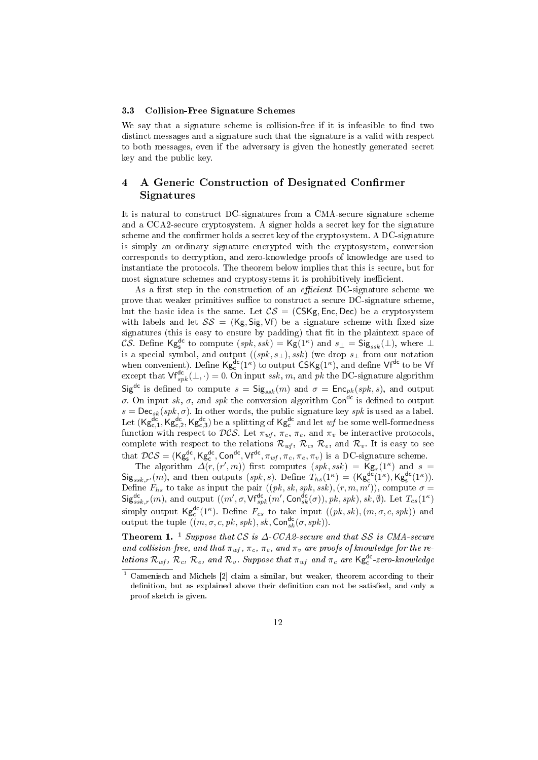### 3.3 Collision-Free Signature Schemes

We say that a signature scheme is collision-free if it is infeasible to find two distinct messages and a signature such that the signature is a valid with respect to both messages, even if the adversary is given the honestly generated secret key and the public key.

## 4 A Generic Construction of Designated Confirmer Signatures

It is natural to construct DC-signatures from a CMA-secure signature scheme and a CCA2-secure cryptosystem. A signer holds a secret key for the signature scheme and the confirmer holds a secret key of the cryptosystem. A DC-signature is simply an ordinary signature encrypted with the cryptosystem, conversion corresponds to decryption, and zero-knowledge proofs of knowledge are used to instantiate the protocols. The theorem below implies that this is secure, but for most signature schemes and cryptosystems it is prohibitively inefficient.

As a first step in the construction of an *efficient* DC-signature scheme we prove that weaker primitives suffice to construct a secure DC-signature scheme, but the basic idea is the same. Let $\mathcal{CS} = (\mathsf{CSKg}, \mathsf{Enc}, \mathsf{Dec})$ be a cryptosystem with labels and let $\mathcal{SS} = (\mathsf{Kg}, \mathsf{Sig}, \mathsf{Vf})$ be a signature scheme with fixed size signatures (this is easy to ensure by padding) that fit in the plaintext space of $\mathcal{CS}$. Define $\mathsf{Kg}^{\mathsf{dc}}_{\mathsf{s}}$ to compute $(spk, ssk) = \mathsf{Kg}(1^\kappa)$ and $s_\perp = \mathsf{Sig}_{ssk}(\perp)$, where $\perp$ is a special symbol, and output $((spk, s_\perp), ssk)$ (we drop $s_\perp$ from our notation when convenient). Define $\mathsf{Kg}^{\mathsf{dc}}_{\mathsf{c}}(1^\kappa)$ to output $\mathsf{CSKg}(1^\kappa)$, and define $\mathsf{Vf}^{\mathsf{dc}}$ to be $\mathsf{Vf}$ except that $\mathsf{Vf}^{\mathsf{dc}}_{spk}(\perp, \cdot) = 0$. On input $ssk$, $m$, and $pk$ the DC-signature algorithm $\mathsf{Sig}^{\mathsf{dc}}$ is defined to compute $s = \mathsf{Sig}_{ssk}(m)$ and $\sigma = \mathsf{Enc}_{pk}(spk, s)$, and output $\sigma$. On input $sk$, $\sigma$, and $spk$ the conversion algorithm $\mathsf{Con}^{\mathsf{dc}}$ is defined to output $s = \mathsf{Dec}_{sk}(spk, \sigma)$. In other words, the public signature key $spk$ is used as a label. Let $(\mathsf{Kg}^{\mathsf{dc}}_{\mathsf{c},1}, \mathsf{Kg}^{\mathsf{dc}}_{\mathsf{c},2}, \mathsf{Kg}^{\mathsf{dc}}_{\mathsf{c},3})$ be a splitting of $\mathsf{Kg}^{\mathsf{dc}}_{\mathsf{c}}$ and let $wf$ be some well-formedness function with respect to $\mathcal{DCS}$. Let $\pi_{wf}$, $\pi_c$, $\pi_e$, and $\pi_v$ be interactive protocols, complete with respect to the relations $\mathcal{R}_{wf}$, $\mathcal{R}_c$, $\mathcal{R}_e$, and $\mathcal{R}_v$. It is easy to see that $\mathcal{DCS} = (\mathsf{Kg}^{\mathsf{dc}}_{\mathsf{s}}, \mathsf{Kg}^{\mathsf{dc}}_{\mathsf{c}}, \mathsf{Con}^{\mathsf{dc}}, \mathsf{Vf}^{\mathsf{dc}}, \pi_{wf}, \pi_c, \pi_e, \pi_v)$ is a DC-signature scheme.

The algorithm $\Delta(r, (r', m))$ first computes $(spk, ssk) = \mathsf{Kg}_r(1^\kappa)$ and $s = \mathsf{Sig}_{ssk,r'}(m)$, and then outputs $(spk, s)$. Define $T_{hs}(1^\kappa) = (\mathsf{Kg}^{\mathsf{dc}}_{\mathsf{c}}(1^\kappa), \mathsf{Kg}^{\mathsf{dc}}_{\mathsf{s}}(1^\kappa))$. Define $F_{hs}$ to take as input the pair $((pk, sk, spk, ssk), (r, m, m'))$, compute $\sigma = \mathsf{Sig}^{\mathsf{dc}}_{ssk,r}(m)$, and output $((m', \sigma, \mathsf{Vf}^{\mathsf{dc}}_{spk}(m', \mathsf{Con}^{\mathsf{dc}}_{sk}(\sigma)), pk, spk), sk, \emptyset)$. Let $T_{cs}(1^\kappa)$ simply output $\mathsf{Kg}^{\mathsf{dc}}_{\mathsf{c}}(1^\kappa)$. Define $F_{cs}$ to take input $((pk, sk), (m, \sigma, c, spk))$ and output the tuple $((m, \sigma, c, pk, spk), sk, \mathsf{Con}^{\mathsf{dc}}_{sk}(\sigma, spk))$.

**Theorem 1.** [1] *Suppose that $\mathcal{CS}$ is $\Delta$-CCA2-secure and that $\mathcal{SS}$ is CMA-secure and collision-free, and that $\pi_{wf}$, $\pi_c$, $\pi_e$, and $\pi_v$ are proofs of knowledge for the relations $\mathcal{R}_{wf}$, $\mathcal{R}_c$, $\mathcal{R}_e$, and $\mathcal{R}_v$. Suppose that $\pi_{wf}$ and $\pi_c$ are $\mathsf{Kg}^{\mathsf{dc}}_{\mathsf{c}}$-zero-knowledge*

[1] Camenisch and Michels [2] claim a similar, but weaker, theorem according to their definition, but as explained above their definition can not be satisfied, and only a proof sketch is given.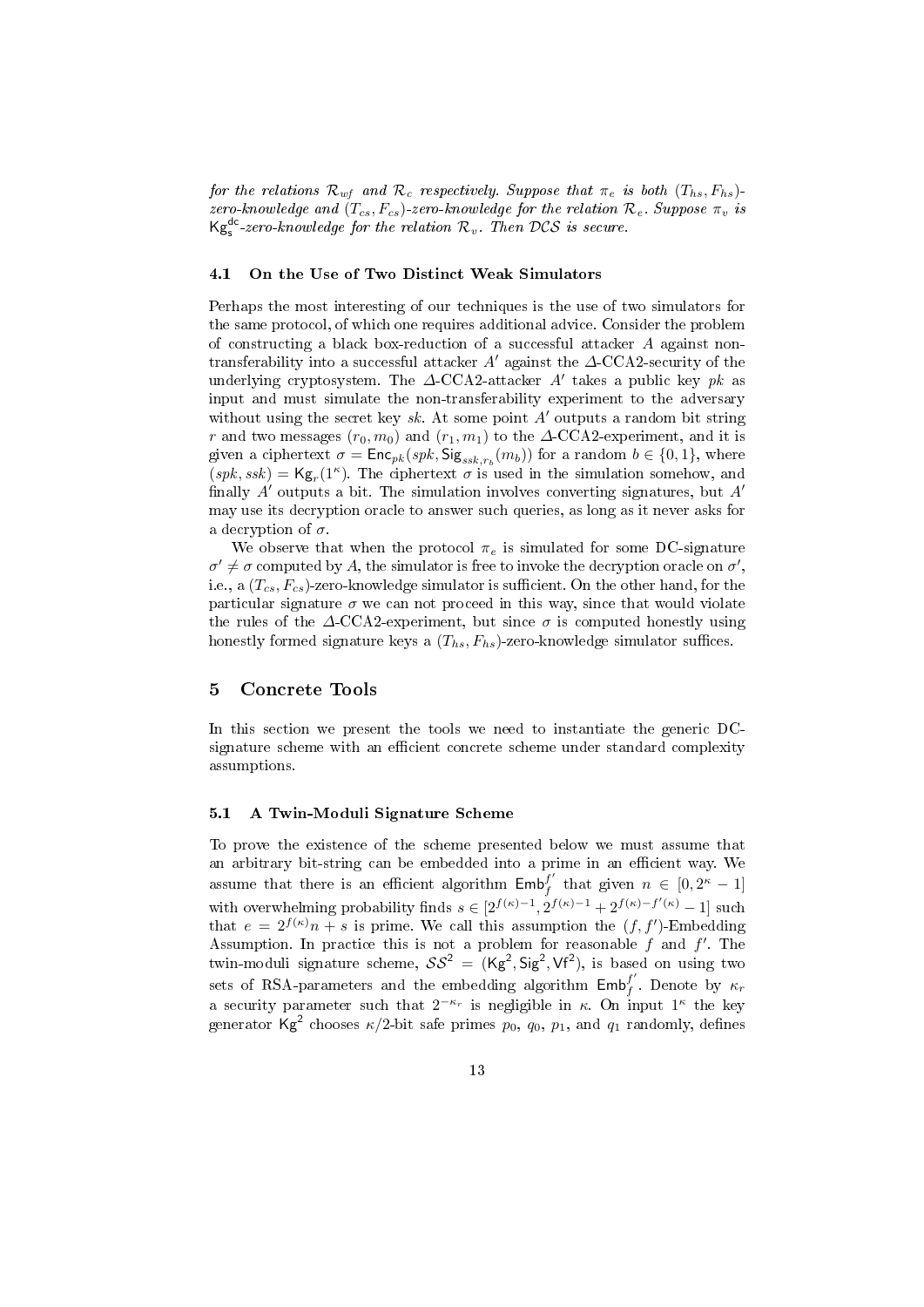*for the relations $\mathcal{R}_{wf}$ and $\mathcal{R}_c$ respectively. Suppose that $\pi_e$ is both $(T_{hs}, F_{hs})$-zero-knowledge and $(T_{cs}, F_{cs})$-zero-knowledge for the relation $\mathcal{R}_e$. Suppose $\pi_v$ is $\mathsf{Kg}_\mathsf{s}^{\mathsf{dc}}$-zero-knowledge for the relation $\mathcal{R}_v$. Then $\mathcal{DCS}$ is secure.*

### 4.1 On the Use of Two Distinct Weak Simulators

Perhaps the most interesting of our techniques is the use of two simulators for the same protocol, of which one requires additional advice. Consider the problem of constructing a black box-reduction of a successful attacker $A$ against non-transferability into a successful attacker $A'$ against the $\Delta$-CCA2-security of the underlying cryptosystem. The $\Delta$-CCA2-attacker $A'$ takes a public key $pk$ as input and must simulate the non-transferability experiment to the adversary without using the secret key $sk$. At some point $A'$ outputs a random bit string $r$ and two messages $(r_0, m_0)$ and $(r_1, m_1)$ to the $\Delta$-CCA2-experiment, and it is given a ciphertext $\sigma = \mathsf{Enc}_{pk}(spk, \mathsf{Sig}_{ssk, r_b}(m_b))$ for a random $b \in \{0, 1\}$, where $(spk, ssk) = \mathsf{Kg}_r(1^\kappa)$. The ciphertext $\sigma$ is used in the simulation somehow, and finally $A'$ outputs a bit. The simulation involves converting signatures, but $A'$ may use its decryption oracle to answer such queries, as long as it never asks for a decryption of $\sigma$.

We observe that when the protocol $\pi_e$ is simulated for some DC-signature $\sigma' \neq \sigma$ computed by $A$, the simulator is free to invoke the decryption oracle on $\sigma'$, i.e., a $(T_{cs}, F_{cs})$-zero-knowledge simulator is sufficient. On the other hand, for the particular signature $\sigma$ we can not proceed in this way, since that would violate the rules of the $\Delta$-CCA2-experiment, but since $\sigma$ is computed honestly using honestly formed signature keys a $(T_{hs}, F_{hs})$-zero-knowledge simulator suffices.

## 5 Concrete Tools

In this section we present the tools we need to instantiate the generic DC-signature scheme with an efficient concrete scheme under standard complexity assumptions.

### 5.1 A Twin-Moduli Signature Scheme

To prove the existence of the scheme presented below we must assume that an arbitrary bit-string can be embedded into a prime in an efficient way. We assume that there is an efficient algorithm $\mathsf{Emb}_f^{f'}$ that given $n \in [0, 2^\kappa - 1]$ with overwhelming probability finds $s \in [2^{f(\kappa)-1}, 2^{f(\kappa)-1} + 2^{f(\kappa)-f'(\kappa)} - 1]$ such that $e = 2^{f(\kappa)}n + s$ is prime. We call this assumption the $(f, f')$-Embedding Assumption. In practice this is not a problem for reasonable $f$ and $f'$. The twin-moduli signature scheme, $\mathcal{SS}^2 = (\mathsf{Kg}^2, \mathsf{Sig}^2, \mathsf{Vf}^2)$, is based on using two sets of RSA-parameters and the embedding algorithm $\mathsf{Emb}_f^{f'}$. Denote by $\kappa_r$ a security parameter such that $2^{-\kappa_r}$ is negligible in $\kappa$. On input $1^\kappa$ the key generator $\mathsf{Kg}^2$ chooses $\kappa/2$-bit safe primes $p_0$, $q_0$, $p_1$, and $q_1$ randomly, defines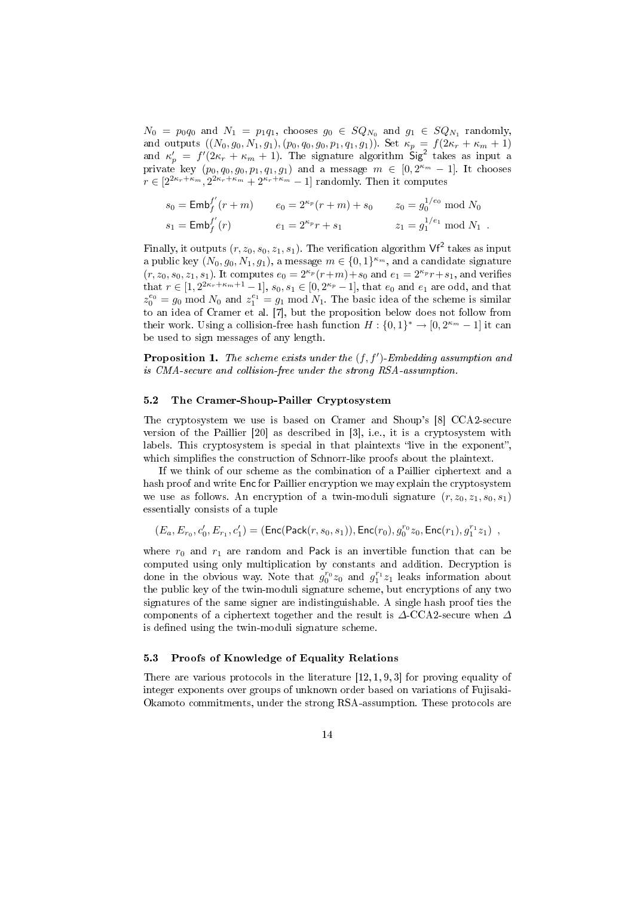$N_0 = p_0q_0$ and $N_1 = p_1q_1$, chooses $g_0 \in SQ_{N_0}$ and $g_1 \in SQ_{N_1}$ randomly, and outputs $((N_0, g_0, N_1, g_1), (p_0, q_0, g_0, p_1, q_1, g_1))$. Set $\kappa_p = f(2\kappa_r + \kappa_m + 1)$ and $\kappa'_p = f'(2\kappa_r + \kappa_m + 1)$. The signature algorithm $\mathsf{Sig}^2$ takes as input a private key $(p_0, q_0, g_0, p_1, q_1, g_1)$ and a message $m \in [0, 2^{\kappa_m} - 1]$. It chooses $r \in [2^{2\kappa_r+\kappa_m}, 2^{2\kappa_r+\kappa_m} + 2^{\kappa_r+\kappa_m} - 1]$ randomly. Then it computes

$$
\begin{aligned}
s_0 &= \mathsf{Emb}_f^{f'}(r+m) \qquad & e_0 &= 2^{\kappa_p}(r+m) + s_0 \qquad & z_0 &= g_0^{1/e_0} \bmod N_0 \\
s_1 &= \mathsf{Emb}_f^{f'}(r) \qquad & e_1 &= 2^{\kappa_p} r + s_1 \qquad & z_1 &= g_1^{1/e_1} \bmod N_1 \ .
\end{aligned}
$$

Finally, it outputs $(r, z_0, s_0, z_1, s_1)$. The verification algorithm $\mathsf{Vf}^2$ takes as input a public key $(N_0, g_0, N_1, g_1)$, a message $m \in \{0,1\}^{\kappa_m}$, and a candidate signature $(r, z_0, s_0, z_1, s_1)$. It computes $e_0 = 2^{\kappa_p}(r+m)+s_0$ and $e_1 = 2^{\kappa_p}r+s_1$, and verifies that $r \in [1, 2^{2\kappa_r+\kappa_m+1} - 1]$, $s_0, s_1 \in [0, 2^{\kappa_p} - 1]$, that $e_0$ and $e_1$ are odd, and that $z_0^{e_0} = g_0 \bmod N_0$ and $z_1^{e_1} = g_1 \bmod N_1$. The basic idea of the scheme is similar to an idea of Cramer et al. [7], but the proposition below does not follow from their work. Using a collision-free hash function $H : \{0,1\}^* \to [0, 2^{\kappa_m} - 1]$ it can be used to sign messages of any length.

**Proposition 1.** *The scheme exists under the $(f, f')$-Embedding assumption and is CMA-secure and collision-free under the strong RSA-assumption.*

### 5.2 The Cramer-Shoup-Pailler Cryptosystem

The cryptosystem we use is based on Cramer and Shoup's [8] CCA2-secure version of the Paillier [20] as described in [3], i.e., it is a cryptosystem with labels. This cryptosystem is special in that plaintexts "live in the exponent", which simplifies the construction of Schnorr-like proofs about the plaintext.

If we think of our scheme as the combination of a Paillier ciphertext and a hash proof and write $\mathsf{Enc}$ for Paillier encryption we may explain the cryptosystem we use as follows. An encryption of a twin-moduli signature $(r, z_0, z_1, s_0, s_1)$ essentially consists of a tuple

$$
(E_a, E_{r_0}, c'_0, E_{r_1}, c'_1) = (\mathsf{Enc}(\mathsf{Pack}(r, s_0, s_1)), \mathsf{Enc}(r_0), g_0^{r_0} z_0, \mathsf{Enc}(r_1), g_1^{r_1} z_1) \ ,
$$

where $r_0$ and $r_1$ are random and $\mathsf{Pack}$ is an invertible function that can be computed using only multiplication by constants and addition. Decryption is done in the obvious way. Note that $g_0^{r_0} z_0$ and $g_1^{r_1} z_1$ leaks information about the public key of the twin-moduli signature scheme, but encryptions of any two signatures of the same signer are indistinguishable. A single hash proof ties the components of a ciphertext together and the result is $\Delta$-CCA2-secure when $\Delta$ is defined using the twin-moduli signature scheme.

### 5.3 Proofs of Knowledge of Equality Relations

There are various protocols in the literature [12, 1, 9, 3] for proving equality of integer exponents over groups of unknown order based on variations of Fujisaki-Okamoto commitments, under the strong RSA-assumption. These protocols are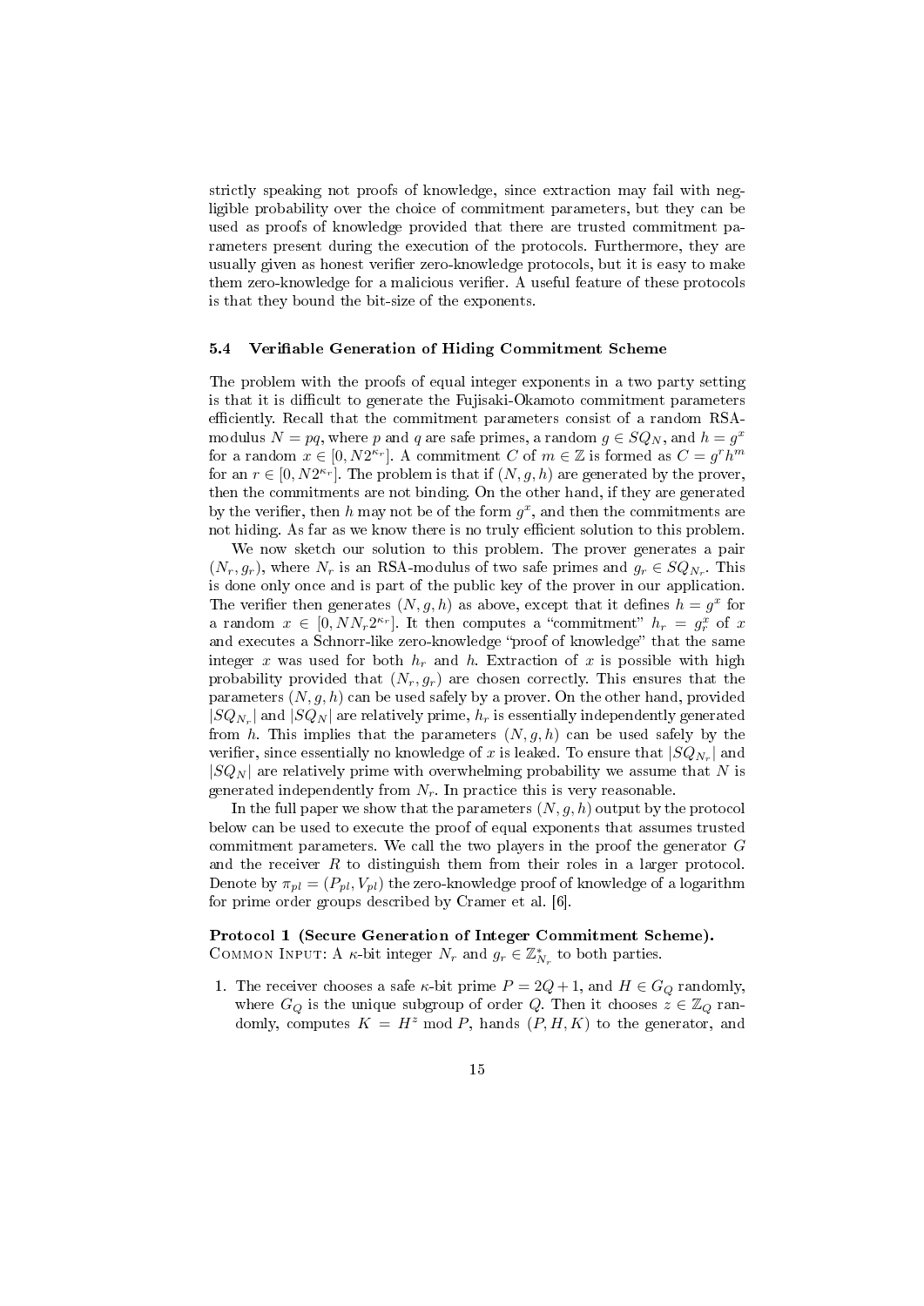strictly speaking not proofs of knowledge, since extraction may fail with negligible probability over the choice of commitment parameters, but they can be used as proofs of knowledge provided that there are trusted commitment parameters present during the execution of the protocols. Furthermore, they are usually given as honest verifier zero-knowledge protocols, but it is easy to make them zero-knowledge for a malicious verifier. A useful feature of these protocols is that they bound the bit-size of the exponents.

### 5.4 Verifiable Generation of Hiding Commitment Scheme

The problem with the proofs of equal integer exponents in a two party setting is that it is difficult to generate the Fujisaki-Okamoto commitment parameters efficiently. Recall that the commitment parameters consist of a random RSA-modulus $N = pq$, where $p$ and $q$ are safe primes, a random $g \in SQ_N$, and $h = g^x$ for a random $x \in [0, N2^{\kappa_r}]$. A commitment $C$ of $m \in \mathbb{Z}$ is formed as $C = g^r h^m$ for an $r \in [0, N2^{\kappa_r}]$. The problem is that if $(N, g, h)$ are generated by the prover, then the commitments are not binding. On the other hand, if they are generated by the verifier, then $h$ may not be of the form $g^x$, and then the commitments are not hiding. As far as we know there is no truly efficient solution to this problem.

We now sketch our solution to this problem. The prover generates a pair $(N_r, g_r)$, where $N_r$ is an RSA-modulus of two safe primes and $g_r \in SQ_{N_r}$. This is done only once and is part of the public key of the prover in our application. The verifier then generates $(N, g, h)$ as above, except that it defines $h = g^x$ for a random $x \in [0, NN_r2^{\kappa_r}]$. It then computes a "commitment" $h_r = g_r^x$ of $x$ and executes a Schnorr-like zero-knowledge "proof of knowledge" that the same integer $x$ was used for both $h_r$ and $h$. Extraction of $x$ is possible with high probability provided that $(N_r, g_r)$ are chosen correctly. This ensures that the parameters $(N, g, h)$ can be used safely by a prover. On the other hand, provided $|SQ_{N_r}|$ and $|SQ_N|$ are relatively prime, $h_r$ is essentially independently generated from $h$. This implies that the parameters $(N, g, h)$ can be used safely by the verifier, since essentially no knowledge of $x$ is leaked. To ensure that $|SQ_{N_r}|$ and $|SQ_N|$ are relatively prime with overwhelming probability we assume that $N$ is generated independently from $N_r$. In practice this is very reasonable.

In the full paper we show that the parameters $(N, g, h)$ output by the protocol below can be used to execute the proof of equal exponents that assumes trusted commitment parameters. We call the two players in the proof the generator $G$ and the receiver $R$ to distinguish them from their roles in a larger protocol. Denote by $\pi_{pl} = (P_{pl}, V_{pl})$ the zero-knowledge proof of knowledge of a logarithm for prime order groups described by Cramer et al. [6].

**Protocol 1 (Secure Generation of Integer Commitment Scheme).**
Common Input: A $\kappa$-bit integer $N_r$ and $g_r \in \mathbb{Z}^*_{N_r}$ to both parties.

1. The receiver chooses a safe $\kappa$-bit prime $P = 2Q + 1$, and $H \in G_Q$ randomly, where $G_Q$ is the unique subgroup of order $Q$. Then it chooses $z \in \mathbb{Z}_Q$ randomly, computes $K = H^z \bmod P$, hands $(P, H, K)$ to the generator, and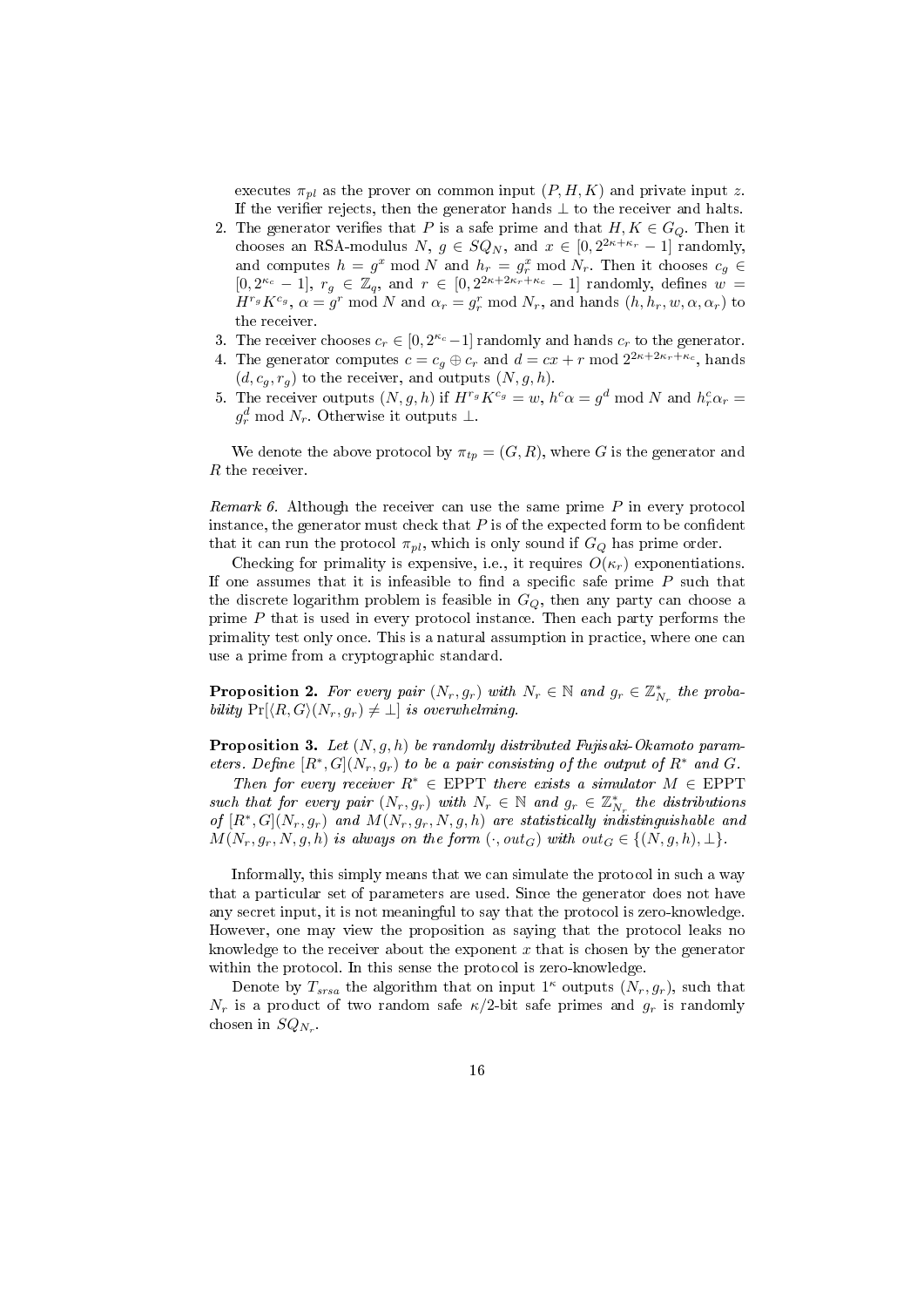executes $\pi_{pl}$ as the prover on common input $(P, H, K)$ and private input $z$. If the verifier rejects, then the generator hands $\perp$ to the receiver and halts.

2. The generator verifies that $P$ is a safe prime and that $H, K \in G_Q$. Then it chooses an RSA-modulus $N$, $g \in SQ_N$, and $x \in [0, 2^{2\kappa+\kappa_r} - 1]$ randomly, and computes $h = g^x \bmod N$ and $h_r = g_r^x \bmod N_r$. Then it chooses $c_g \in [0, 2^{\kappa_c} - 1]$, $r_g \in \mathbb{Z}_q$, and $r \in [0, 2^{2\kappa+2\kappa_r+\kappa_c} - 1]$ randomly, defines $w = H^{r_g} K^{c_g}$, $\alpha = g^r \bmod N$ and $\alpha_r = g_r^r \bmod N_r$, and hands $(h, h_r, w, \alpha, \alpha_r)$ to the receiver.
3. The receiver chooses $c_r \in [0, 2^{\kappa_c} - 1]$ randomly and hands $c_r$ to the generator.
4. The generator computes $c = c_g \oplus c_r$ and $d = cx + r \bmod 2^{2\kappa+2\kappa_r+\kappa_c}$, hands $(d, c_g, r_g)$ to the receiver, and outputs $(N, g, h)$.
5. The receiver outputs $(N, g, h)$ if $H^{r_g} K^{c_g} = w$, $h^c \alpha = g^d \bmod N$ and $h_r^c \alpha_r = g_r^d \bmod N_r$. Otherwise it outputs $\perp$.

We denote the above protocol by $\pi_{tp} = (G, R)$, where $G$ is the generator and $R$ the receiver.

*Remark 6.* Although the receiver can use the same prime $P$ in every protocol instance, the generator must check that $P$ is of the expected form to be confident that it can run the protocol $\pi_{pl}$, which is only sound if $G_Q$ has prime order.

Checking for primality is expensive, i.e., it requires $O(\kappa_r)$ exponentiations. If one assumes that it is infeasible to find a specific safe prime $P$ such that the discrete logarithm problem is feasible in $G_Q$, then any party can choose a prime $P$ that is used in every protocol instance. Then each party performs the primality test only once. This is a natural assumption in practice, where one can use a prime from a cryptographic standard.

**Proposition 2.** *For every pair $(N_r, g_r)$ with $N_r \in \mathbb{N}$ and $g_r \in \mathbb{Z}^*_{N_r}$ the probability $\Pr[\langle R, G\rangle(N_r, g_r) \neq \perp]$ is overwhelming.*

**Proposition 3.** *Let $(N, g, h)$ be randomly distributed Fujisaki-Okamoto parameters. Define $[R^*, G](N_r, g_r)$ to be a pair consisting of the output of $R^*$ and $G$.*

*Then for every receiver $R^* \in$ EPPT there exists a simulator $M \in$ EPPT such that for every pair $(N_r, g_r)$ with $N_r \in \mathbb{N}$ and $g_r \in \mathbb{Z}^*_{N_r}$ the distributions of $[R^*, G](N_r, g_r)$ and $M(N_r, g_r, N, g, h)$ are statistically indistinguishable and $M(N_r, g_r, N, g, h)$ is always on the form $(\cdot, out_G)$ with $out_G \in \{(N, g, h), \perp\}$.*

Informally, this simply means that we can simulate the protocol in such a way that a particular set of parameters are used. Since the generator does not have any secret input, it is not meaningful to say that the protocol is zero-knowledge. However, one may view the proposition as saying that the protocol leaks no knowledge to the receiver about the exponent $x$ that is chosen by the generator within the protocol. In this sense the protocol is zero-knowledge.

Denote by $T_{srsa}$ the algorithm that on input $1^\kappa$ outputs $(N_r, g_r)$, such that $N_r$ is a product of two random safe $\kappa/2$-bit safe primes and $g_r$ is randomly chosen in $SQ_{N_r}$.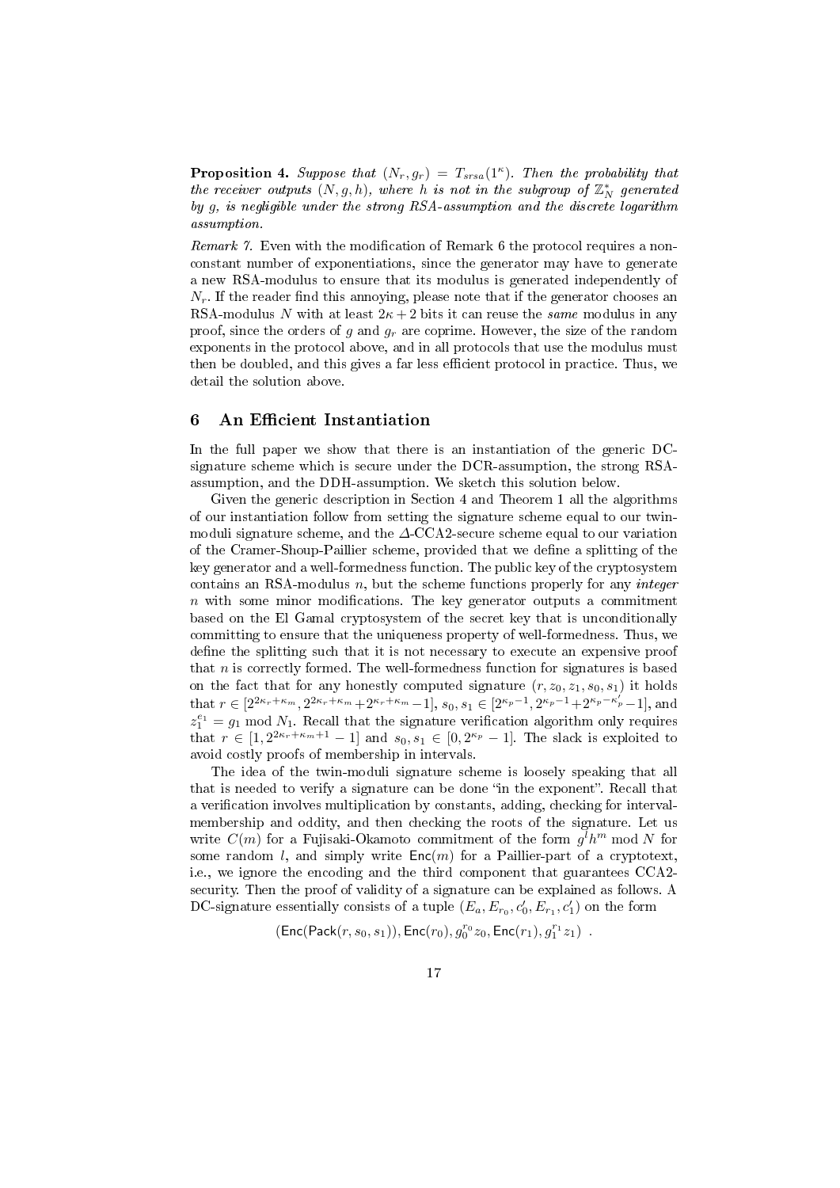**Proposition 4.** *Suppose that $(N_r, g_r) = T_{srsa}(1^\kappa)$. Then the probability that the receiver outputs $(N, g, h)$, where $h$ is not in the subgroup of $\mathbb{Z}_N^*$ generated by $g$, is negligible under the strong RSA-assumption and the discrete logarithm assumption.*

*Remark 7.* Even with the modification of Remark 6 the protocol requires a non-constant number of exponentiations, since the generator may have to generate a new RSA-modulus to ensure that its modulus is generated independently of $N_r$. If the reader find this annoying, please note that if the generator chooses an RSA-modulus $N$ with at least $2\kappa + 2$ bits it can reuse the *same* modulus in any proof, since the orders of $g$ and $g_r$ are coprime. However, the size of the random exponents in the protocol above, and in all protocols that use the modulus must then be doubled, and this gives a far less efficient protocol in practice. Thus, we detail the solution above.

## 6 An Efficient Instantiation

In the full paper we show that there is an instantiation of the generic DC-signature scheme which is secure under the DCR-assumption, the strong RSA-assumption, and the DDH-assumption. We sketch this solution below.

Given the generic description in Section 4 and Theorem 1 all the algorithms of our instantiation follow from setting the signature scheme equal to our twin-moduli signature scheme, and the $\Delta$-CCA2-secure scheme equal to our variation of the Cramer-Shoup-Paillier scheme, provided that we define a splitting of the key generator and a well-formedness function. The public key of the cryptosystem contains an RSA-modulus $n$, but the scheme functions properly for any *integer* $n$ with some minor modifications. The key generator outputs a commitment based on the El Gamal cryptosystem of the secret key that is unconditionally committing to ensure that the uniqueness property of well-formedness. Thus, we define the splitting such that it is not necessary to execute an expensive proof that $n$ is correctly formed. The well-formedness function for signatures is based on the fact that for any honestly computed signature $(r, z_0, z_1, s_0, s_1)$ it holds that $r \in [2^{2\kappa_r+\kappa_m}, 2^{2\kappa_r+\kappa_m} + 2^{\kappa_r+\kappa_m} - 1]$, $s_0, s_1 \in [2^{\kappa_p-1}, 2^{\kappa_p-1} + 2^{\kappa_p-\kappa_p'} - 1]$, and $z_1^{e_1} = g_1 \bmod N_1$. Recall that the signature verification algorithm only requires that $r \in [1, 2^{2\kappa_r+\kappa_m+1} - 1]$ and $s_0, s_1 \in [0, 2^{\kappa_p} - 1]$. The slack is exploited to avoid costly proofs of membership in intervals.

The idea of the twin-moduli signature scheme is loosely speaking that all that is needed to verify a signature can be done "in the exponent". Recall that a verification involves multiplication by constants, adding, checking for interval-membership and oddity, and then checking the roots of the signature. Let us write $C(m)$ for a Fujisaki-Okamoto commitment of the form $g^l h^m \bmod N$ for some random $l$, and simply write $\mathsf{Enc}(m)$ for a Paillier-part of a cryptotext, i.e., we ignore the encoding and the third component that guarantees CCA2-security. Then the proof of validity of a signature can be explained as follows. A DC-signature essentially consists of a tuple $(E_a, E_{r_0}, c_0', E_{r_1}, c_1')$ on the form

$$(\mathsf{Enc}(\mathsf{Pack}(r, s_0, s_1)), \mathsf{Enc}(r_0), g_0^{r_0} z_0, \mathsf{Enc}(r_1), g_1^{r_1} z_1) \ .$$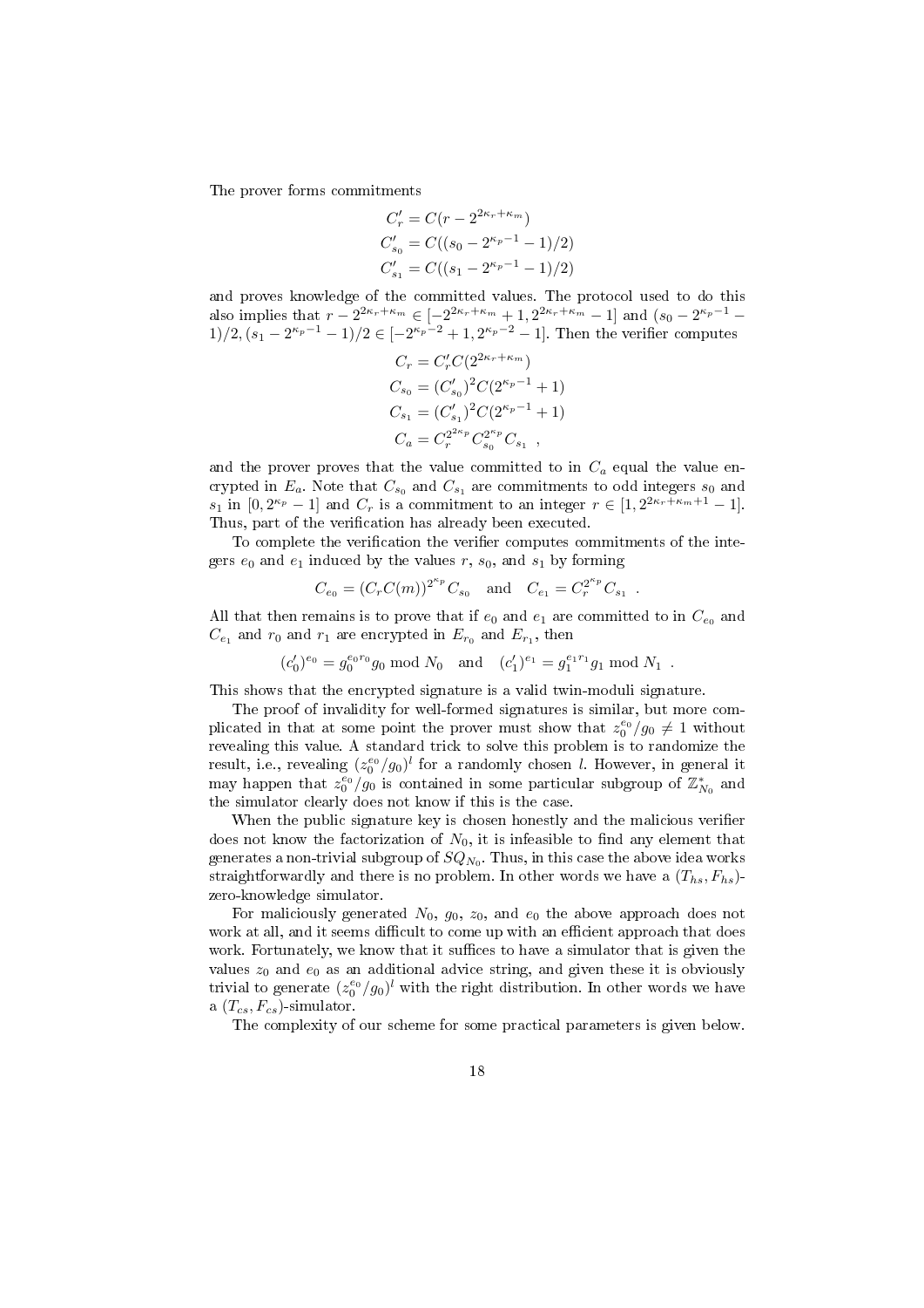The prover forms commitments

$$C'_r = C(r - 2^{2\kappa_r + \kappa_m})$$
$$C'_{s_0} = C((s_0 - 2^{\kappa_p - 1} - 1)/2)$$
$$C'_{s_1} = C((s_1 - 2^{\kappa_p - 1} - 1)/2)$$

and proves knowledge of the committed values. The protocol used to do this also implies that $r - 2^{2\kappa_r + \kappa_m} \in [-2^{2\kappa_r + \kappa_m} + 1, 2^{2\kappa_r + \kappa_m} - 1]$ and $(s_0 - 2^{\kappa_p - 1} - 1)/2, (s_1 - 2^{\kappa_p - 1} - 1)/2 \in [-2^{\kappa_p - 2} + 1, 2^{\kappa_p - 2} - 1]$. Then the verifier computes

$$C_r = C'_r C(2^{2\kappa_r + \kappa_m})$$
$$C_{s_0} = (C'_{s_0})^2 C(2^{\kappa_p - 1} + 1)$$
$$C_{s_1} = (C'_{s_1})^2 C(2^{\kappa_p - 1} + 1)$$
$$C_a = C_r^{2^{2\kappa_p}} C_{s_0}^{2^{\kappa_p}} C_{s_1} \ ,$$

and the prover proves that the value committed to in $C_a$ equal the value encrypted in $E_a$. Note that $C_{s_0}$ and $C_{s_1}$ are commitments to odd integers $s_0$ and $s_1$ in $[0, 2^{\kappa_p} - 1]$ and $C_r$ is a commitment to an integer $r \in [1, 2^{2\kappa_r + \kappa_m + 1} - 1]$. Thus, part of the verification has already been executed.

To complete the verification the verifier computes commitments of the integers $e_0$ and $e_1$ induced by the values $r$, $s_0$, and $s_1$ by forming

$$C_{e_0} = (C_r C(m))^{2^{\kappa_p}} C_{s_0} \quad \text{and} \quad C_{e_1} = C_r^{2^{\kappa_p}} C_{s_1} \ .$$

All that then remains is to prove that if $e_0$ and $e_1$ are committed to in $C_{e_0}$ and $C_{e_1}$ and $r_0$ and $r_1$ are encrypted in $E_{r_0}$ and $E_{r_1}$, then

$$(c'_0)^{e_0} = g_0^{e_0 r_0} g_0 \bmod N_0 \quad \text{and} \quad (c'_1)^{e_1} = g_1^{e_1 r_1} g_1 \bmod N_1 \ .$$

This shows that the encrypted signature is a valid twin-moduli signature.

The proof of invalidity for well-formed signatures is similar, but more complicated in that at some point the prover must show that $z_0^{e_0}/g_0 \neq 1$ without revealing this value. A standard trick to solve this problem is to randomize the result, i.e., revealing $(z_0^{e_0}/g_0)^l$ for a randomly chosen $l$. However, in general it may happen that $z_0^{e_0}/g_0$ is contained in some particular subgroup of $\mathbb{Z}^*_{N_0}$ and the simulator clearly does not know if this is the case.

When the public signature key is chosen honestly and the malicious verifier does not know the factorization of $N_0$, it is infeasible to find any element that generates a non-trivial subgroup of $SQ_{N_0}$. Thus, in this case the above idea works straightforwardly and there is no problem. In other words we have a $(T_{hs}, F_{hs})$-zero-knowledge simulator.

For maliciously generated $N_0$, $g_0$, $z_0$, and $e_0$ the above approach does not work at all, and it seems difficult to come up with an efficient approach that does work. Fortunately, we know that it suffices to have a simulator that is given the values $z_0$ and $e_0$ as an additional advice string, and given these it is obviously trivial to generate $(z_0^{e_0}/g_0)^l$ with the right distribution. In other words we have a $(T_{cs}, F_{cs})$-simulator.

The complexity of our scheme for some practical parameters is given below.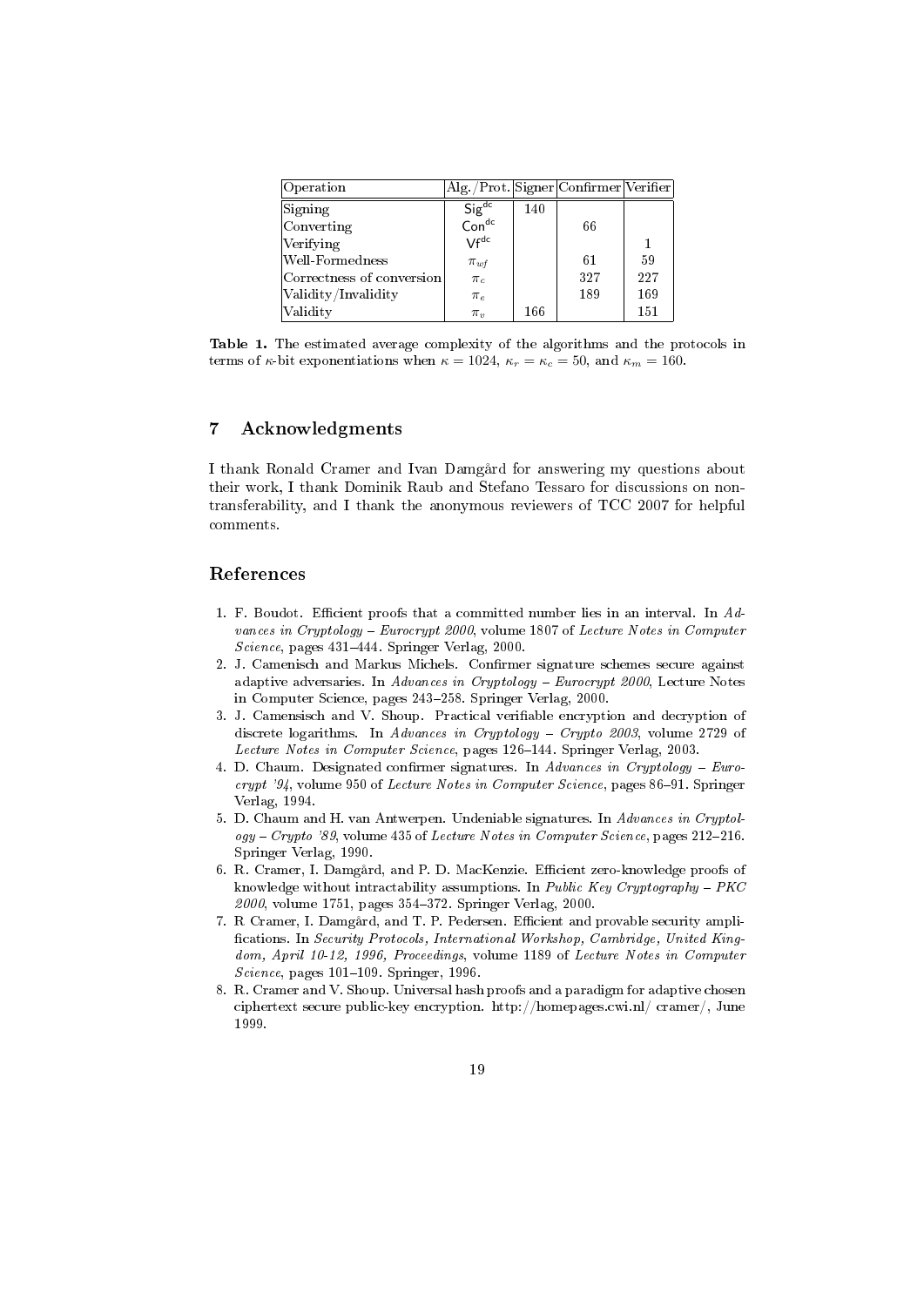| Operation | Alg./Prot. | Signer | Confirmer | Verifier |
|---|---|---|---|---|
| Signing | $\mathsf{Sig}^{\mathsf{dc}}$ | 140 | | |
| Converting | $\mathsf{Con}^{\mathsf{dc}}$ | | 66 | |
| Verifying | $\mathsf{Vf}^{\mathsf{dc}}$ | | | 1 |
| Well-Formedness | $\pi_{wf}$ | | 61 | 59 |
| Correctness of conversion | $\pi_c$ | | 327 | 227 |
| Validity/Invalidity | $\pi_e$ | | 189 | 169 |
| Validity | $\pi_v$ | 166 | | 151 |

**Table 1.** The estimated average complexity of the algorithms and the protocols in terms of $\kappa$-bit exponentiations when $\kappa = 1024$, $\kappa_r = \kappa_c = 50$, and $\kappa_m = 160$.

## 7 Acknowledgments

I thank Ronald Cramer and Ivan Damgård for answering my questions about their work, I thank Dominik Raub and Stefano Tessaro for discussions on non-transferability, and I thank the anonymous reviewers of TCC 2007 for helpful comments.

## References

1. F. Boudot. Efficient proofs that a committed number lies in an interval. In *Advances in Cryptology – Eurocrypt 2000*, volume 1807 of *Lecture Notes in Computer Science*, pages 431–444. Springer Verlag, 2000.
2. J. Camenisch and Markus Michels. Confirmer signature schemes secure against adaptive adversaries. In *Advances in Cryptology – Eurocrypt 2000*, Lecture Notes in Computer Science, pages 243–258. Springer Verlag, 2000.
3. J. Camensisch and V. Shoup. Practical verifiable encryption and decryption of discrete logarithms. In *Advances in Cryptology – Crypto 2003*, volume 2729 of *Lecture Notes in Computer Science*, pages 126–144. Springer Verlag, 2003.
4. D. Chaum. Designated confirmer signatures. In *Advances in Cryptology – Eurocrypt '94*, volume 950 of *Lecture Notes in Computer Science*, pages 86–91. Springer Verlag, 1994.
5. D. Chaum and H. van Antwerpen. Undeniable signatures. In *Advances in Cryptology – Crypto '89*, volume 435 of *Lecture Notes in Computer Science*, pages 212–216. Springer Verlag, 1990.
6. R. Cramer, I. Damgård, and P. D. MacKenzie. Efficient zero-knowledge proofs of knowledge without intractability assumptions. In *Public Key Cryptography – PKC 2000*, volume 1751, pages 354–372. Springer Verlag, 2000.
7. R Cramer, I. Damgård, and T. P. Pedersen. Efficient and provable security amplifications. In *Security Protocols, International Workshop, Cambridge, United Kingdom, April 10-12, 1996, Proceedings*, volume 1189 of *Lecture Notes in Computer Science*, pages 101–109. Springer, 1996.
8. R. Cramer and V. Shoup. Universal hash proofs and a paradigm for adaptive chosen ciphertext secure public-key encryption. http://homepages.cwi.nl/ cramer/, June 1999.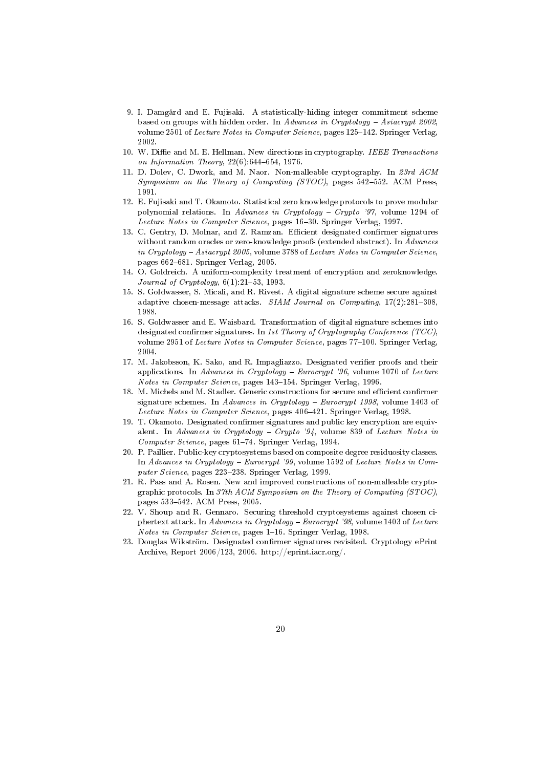9. I. Damgård and E. Fujisaki. A statistically-hiding integer commitment scheme based on groups with hidden order. In *Advances in Cryptology – Asiacrypt 2002*, volume 2501 of *Lecture Notes in Computer Science*, pages 125–142. Springer Verlag, 2002.
10. W. Diffie and M. E. Hellman. New directions in cryptography. *IEEE Transactions on Information Theory*, 22(6):644–654, 1976.
11. D. Dolev, C. Dwork, and M. Naor. Non-malleable cryptography. In *23rd ACM Symposium on the Theory of Computing (STOC)*, pages 542–552. ACM Press, 1991.
12. E. Fujisaki and T. Okamoto. Statistical zero knowledge protocols to prove modular polynomial relations. In *Advances in Cryptology – Crypto '97*, volume 1294 of *Lecture Notes in Computer Science*, pages 16–30. Springer Verlag, 1997.
13. C. Gentry, D. Molnar, and Z. Ramzan. Efficient designated confirmer signatures without random oracles or zero-knowledge proofs (extended abstract). In *Advances in Cryptology – Asiacrypt 2005*, volume 3788 of *Lecture Notes in Computer Science*, pages 662–681. Springer Verlag, 2005.
14. O. Goldreich. A uniform-complexity treatment of encryption and zeroknowledge. *Journal of Cryptology*, 6(1):21–53, 1993.
15. S. Goldwasser, S. Micali, and R. Rivest. A digital signature scheme secure against adaptive chosen-message attacks. *SIAM Journal on Computing*, 17(2):281–308, 1988.
16. S. Goldwasser and E. Waisbard. Transformation of digital signature schemes into designated confirmer signatures. In *1st Theory of Cryptography Conference (TCC)*, volume 2951 of *Lecture Notes in Computer Science*, pages 77–100. Springer Verlag, 2004.
17. M. Jakobsson, K. Sako, and R. Impagliazzo. Designated verifier proofs and their applications. In *Advances in Cryptology – Eurocrypt '96*, volume 1070 of *Lecture Notes in Computer Science*, pages 143–154. Springer Verlag, 1996.
18. M. Michels and M. Stadler. Generic constructions for secure and efficient confirmer signature schemes. In *Advances in Cryptology – Eurocrypt 1998*, volume 1403 of *Lecture Notes in Computer Science*, pages 406–421. Springer Verlag, 1998.
19. T. Okamoto. Designated confirmer signatures and public key encryption are equivalent. In *Advances in Cryptology – Crypto '94*, volume 839 of *Lecture Notes in Computer Science*, pages 61–74. Springer Verlag, 1994.
20. P. Paillier. Public-key cryptosystems based on composite degree residuosity classes. In *Advances in Cryptology – Eurocrypt '99*, volume 1592 of *Lecture Notes in Computer Science*, pages 223–238. Springer Verlag, 1999.
21. R. Pass and A. Rosen. New and improved constructions of non-malleable cryptographic protocols. In *37th ACM Symposium on the Theory of Computing (STOC)*, pages 533–542. ACM Press, 2005.
22. V. Shoup and R. Gennaro. Securing threshold cryptosystems against chosen ciphertext attack. In *Advances in Cryptology – Eurocrypt '98*, volume 1403 of *Lecture Notes in Computer Science*, pages 1–16. Springer Verlag, 1998.
23. Douglas Wikström. Designated confirmer signatures revisited. Cryptology ePrint Archive, Report 2006/123, 2006. http://eprint.iacr.org/.